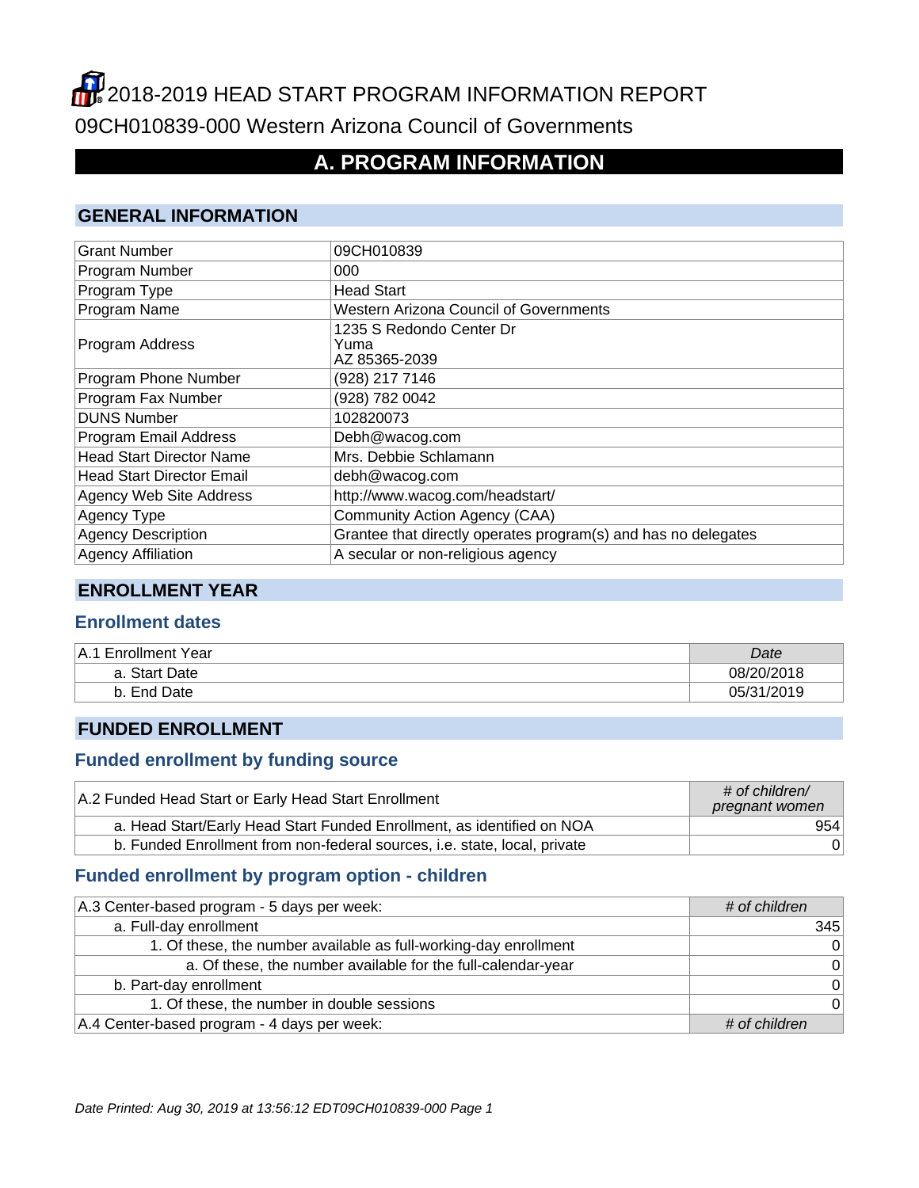# 2018-2019 HEAD START PROGRAM INFORMATION REPORT

09CH010839-000 Western Arizona Council of Governments

## A. PROGRAM INFORMATION

### GENERAL INFORMATION

| | |
|---|---|
| Grant Number | 09CH010839 |
| Program Number | 000 |
| Program Type | Head Start |
| Program Name | Western Arizona Council of Governments |
| Program Address | 1235 S Redondo Center Dr<br>Yuma<br>AZ 85365-2039 |
| Program Phone Number | (928) 217 7146 |
| Program Fax Number | (928) 782 0042 |
| DUNS Number | 102820073 |
| Program Email Address | Debh@wacog.com |
| Head Start Director Name | Mrs. Debbie Schlamann |
| Head Start Director Email | debh@wacog.com |
| Agency Web Site Address | http://www.wacog.com/headstart/ |
| Agency Type | Community Action Agency (CAA) |
| Agency Description | Grantee that directly operates program(s) and has no delegates |
| Agency Affiliation | A secular or non-religious agency |

### ENROLLMENT YEAR

#### Enrollment dates

| A.1 Enrollment Year | *Date* |
|---|---|
| a. Start Date | 08/20/2018 |
| b. End Date | 05/31/2019 |

### FUNDED ENROLLMENT

#### Funded enrollment by funding source

| A.2 Funded Head Start or Early Head Start Enrollment | *# of children/ pregnant women* |
|---|---|
| a. Head Start/Early Head Start Funded Enrollment, as identified on NOA | 954 |
| b. Funded Enrollment from non-federal sources, i.e. state, local, private | 0 |

#### Funded enrollment by program option - children

| A.3 Center-based program - 5 days per week: | *# of children* |
|---|---|
| a. Full-day enrollment | 345 |
| 1. Of these, the number available as full-working-day enrollment | 0 |
| a. Of these, the number available for the full-calendar-year | 0 |
| b. Part-day enrollment | 0 |
| 1. Of these, the number in double sessions | 0 |
| A.4 Center-based program - 4 days per week: | *# of children* |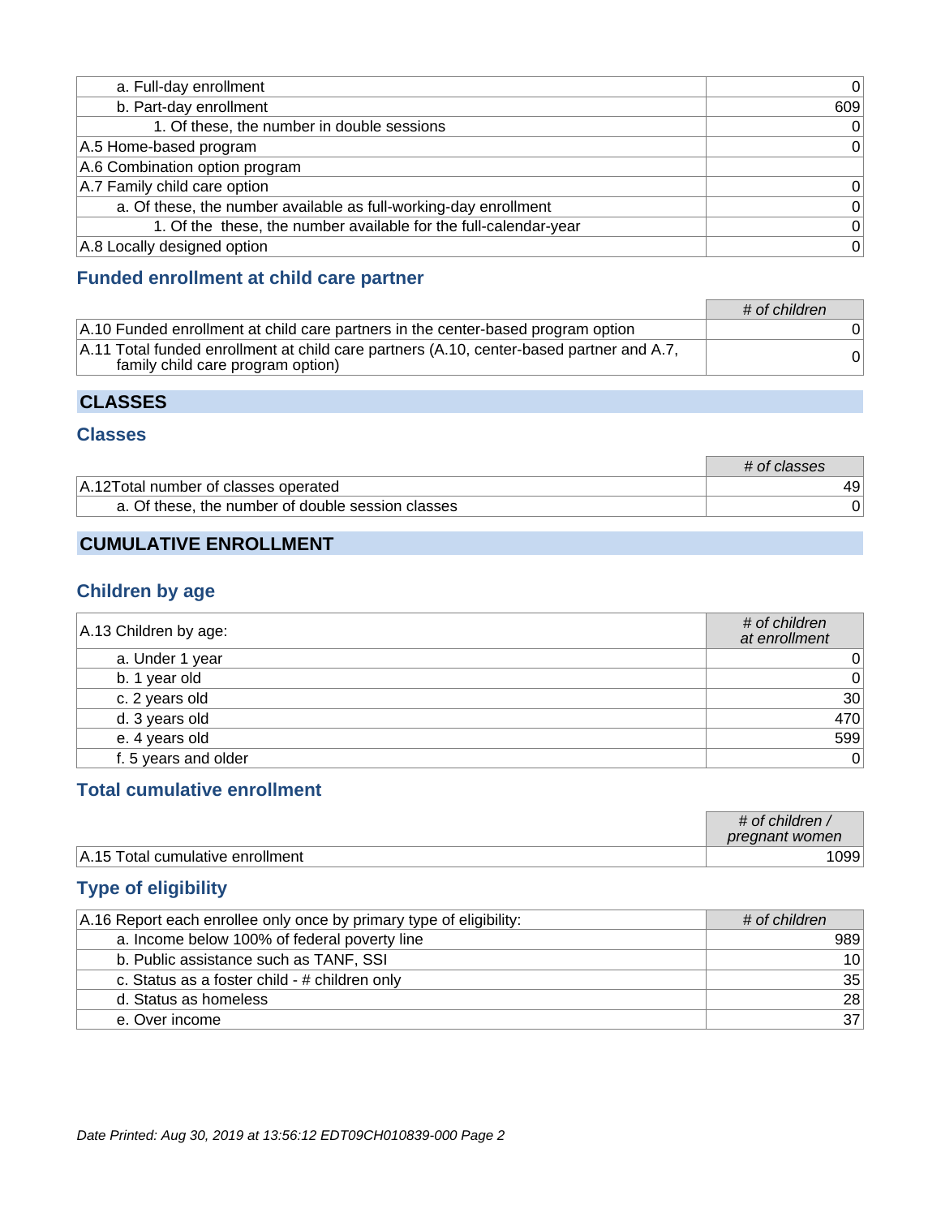| | |
|---|---|
| a. Full-day enrollment | 0 |
| b. Part-day enrollment | 609 |
| 1. Of these, the number in double sessions | 0 |
| A.5 Home-based program | 0 |
| A.6 Combination option program | |
| A.7 Family child care option | 0 |
| a. Of these, the number available as full-working-day enrollment | 0 |
| 1. Of the these, the number available for the full-calendar-year | 0 |
| A.8 Locally designed option | 0 |

### Funded enrollment at child care partner

| | *# of children* |
|---|---|
| A.10 Funded enrollment at child care partners in the center-based program option | 0 |
| A.11 Total funded enrollment at child care partners (A.10, center-based partner and A.7, family child care program option) | 0 |

## CLASSES

### Classes

| | *# of classes* |
|---|---|
| A.12Total number of classes operated | 49 |
| a. Of these, the number of double session classes | 0 |

## CUMULATIVE ENROLLMENT

### Children by age

| A.13 Children by age: | *# of children at enrollment* |
|---|---|
| a. Under 1 year | 0 |
| b. 1 year old | 0 |
| c. 2 years old | 30 |
| d. 3 years old | 470 |
| e. 4 years old | 599 |
| f. 5 years and older | 0 |

### Total cumulative enrollment

| | *# of children / pregnant women* |
|---|---|
| A.15 Total cumulative enrollment | 1099 |

### Type of eligibility

| A.16 Report each enrollee only once by primary type of eligibility: | *# of children* |
|---|---|
| a. Income below 100% of federal poverty line | 989 |
| b. Public assistance such as TANF, SSI | 10 |
| c. Status as a foster child - # children only | 35 |
| d. Status as homeless | 28 |
| e. Over income | 37 |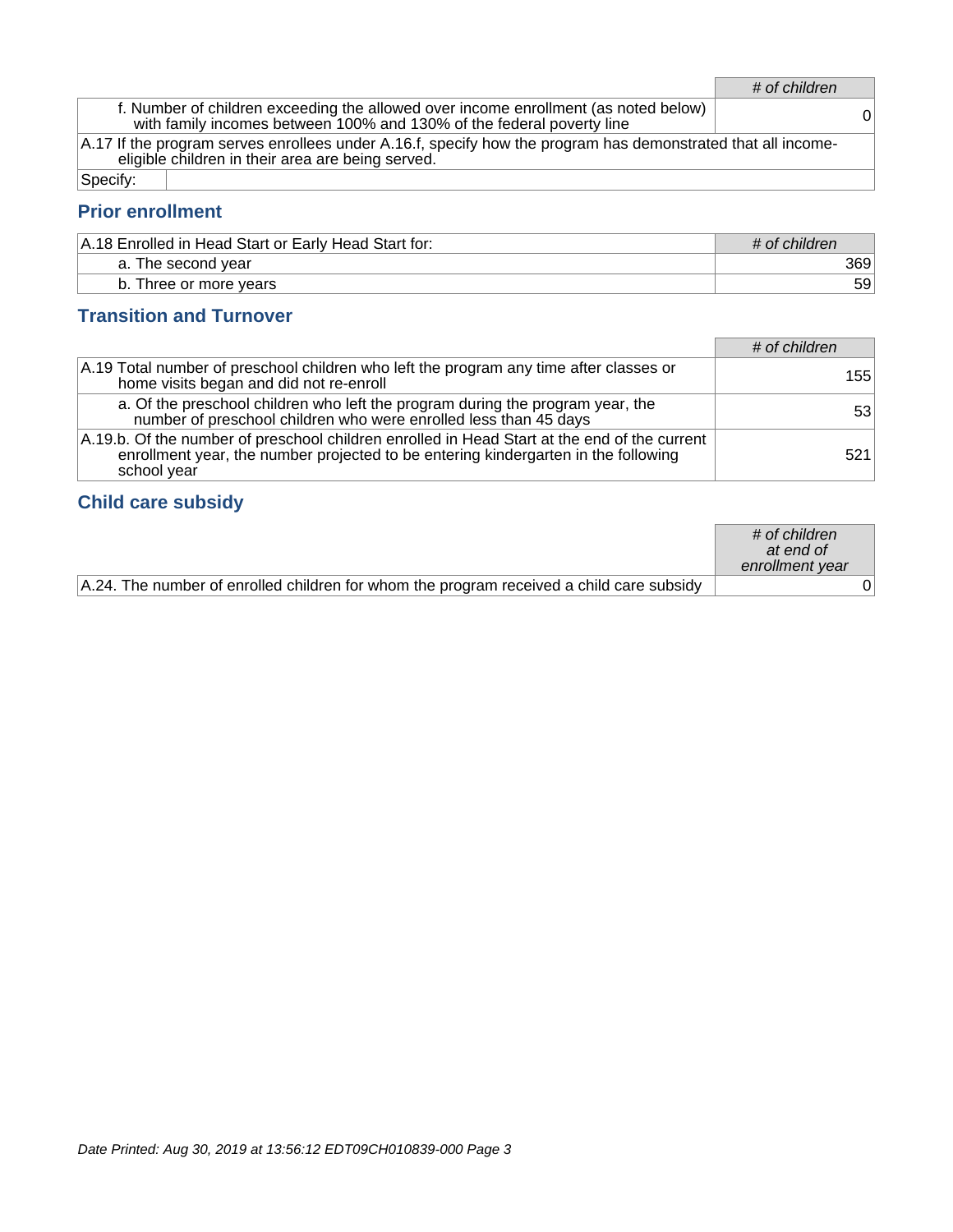| | # of children |
|---|---|
| f. Number of children exceeding the allowed over income enrollment (as noted below) with family incomes between 100% and 130% of the federal poverty line | 0 |
| A.17 If the program serves enrollees under A.16.f, specify how the program has demonstrated that all income-eligible children in their area are being served. | |
| Specify: | |

## Prior enrollment

| A.18 Enrolled in Head Start or Early Head Start for: | # of children |
|---|---|
| a. The second year | 369 |
| b. Three or more years | 59 |

## Transition and Turnover

| | # of children |
|---|---|
| A.19 Total number of preschool children who left the program any time after classes or home visits began and did not re-enroll | 155 |
| a. Of the preschool children who left the program during the program year, the number of preschool children who were enrolled less than 45 days | 53 |
| A.19.b. Of the number of preschool children enrolled in Head Start at the end of the current enrollment year, the number projected to be entering kindergarten in the following school year | 521 |

## Child care subsidy

| | # of children at end of enrollment year |
|---|---|
| A.24. The number of enrolled children for whom the program received a child care subsidy | 0 |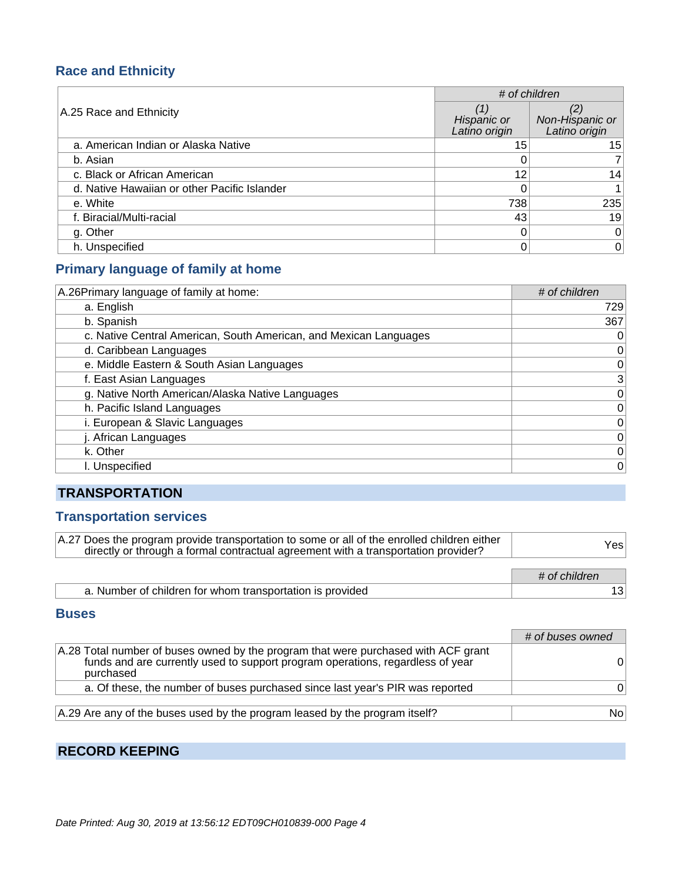## Race and Ethnicity

| A.25 Race and Ethnicity | # of children | |
|---|---|---|
| | (1) Hispanic or Latino origin | (2) Non-Hispanic or Latino origin |
| a. American Indian or Alaska Native | 15 | 15 |
| b. Asian | 0 | 7 |
| c. Black or African American | 12 | 14 |
| d. Native Hawaiian or other Pacific Islander | 0 | 1 |
| e. White | 738 | 235 |
| f. Biracial/Multi-racial | 43 | 19 |
| g. Other | 0 | 0 |
| h. Unspecified | 0 | 0 |

## Primary language of family at home

| A.26Primary language of family at home: | # of children |
|---|---|
| a. English | 729 |
| b. Spanish | 367 |
| c. Native Central American, South American, and Mexican Languages | 0 |
| d. Caribbean Languages | 0 |
| e. Middle Eastern & South Asian Languages | 0 |
| f. East Asian Languages | 3 |
| g. Native North American/Alaska Native Languages | 0 |
| h. Pacific Island Languages | 0 |
| i. European & Slavic Languages | 0 |
| j. African Languages | 0 |
| k. Other | 0 |
| l. Unspecified | 0 |

# TRANSPORTATION

## Transportation services

| A.27 Does the program provide transportation to some or all of the enrolled children either directly or through a formal contractual agreement with a transportation provider? | Yes |
|---|---|

| | # of children |
|---|---|
| a. Number of children for whom transportation is provided | 13 |

## Buses

| | # of buses owned |
|---|---|
| A.28 Total number of buses owned by the program that were purchased with ACF grant funds and are currently used to support program operations, regardless of year purchased | 0 |
| a. Of these, the number of buses purchased since last year's PIR was reported | 0 |

| A.29 Are any of the buses used by the program leased by the program itself? | No |
|---|---|

# RECORD KEEPING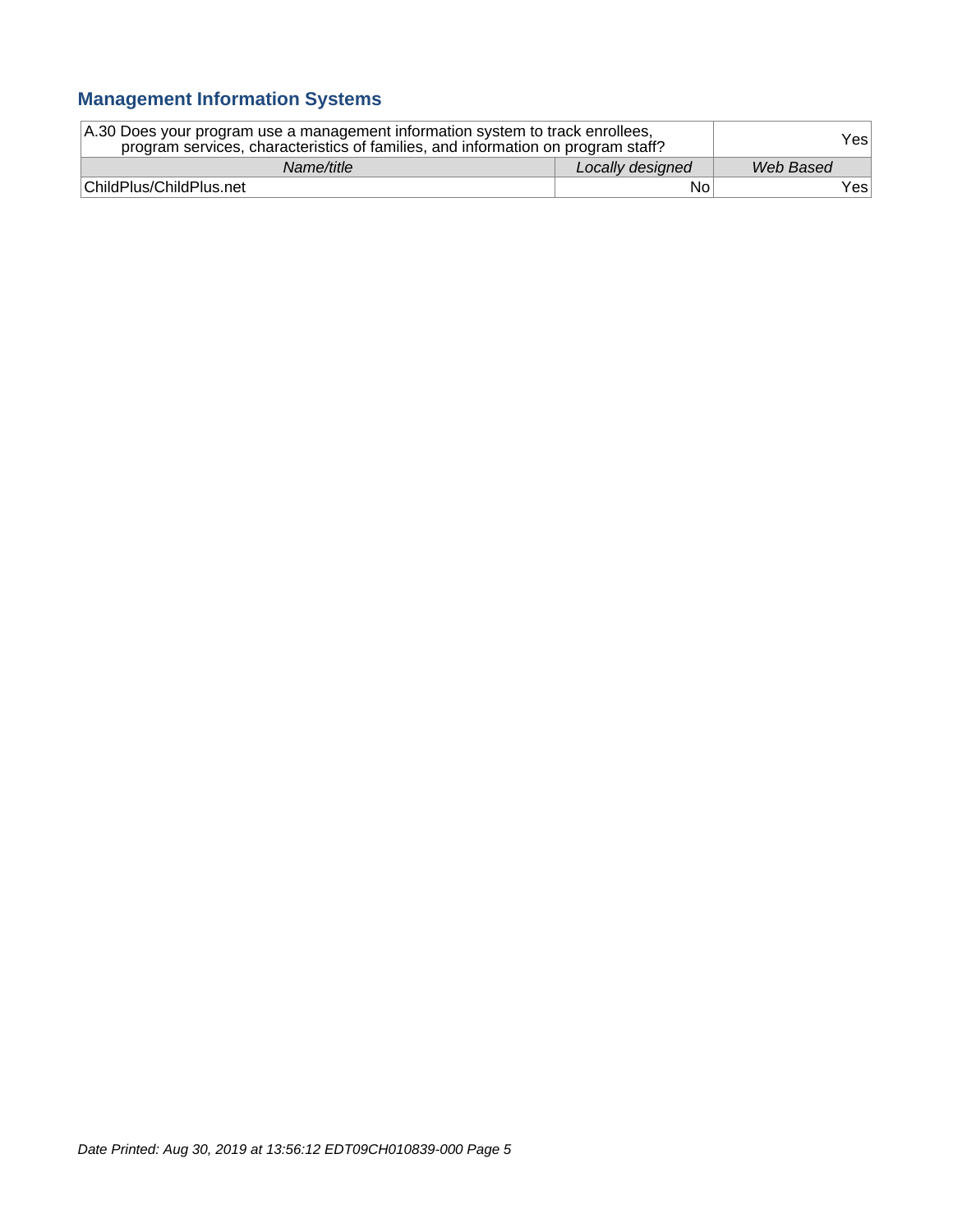## Management Information Systems

| A.30 Does your program use a management information system to track enrollees, program services, characteristics of families, and information on program staff? | | Yes |
|---|---|---|
| *Name/title* | *Locally designed* | *Web Based* |
| ChildPlus/ChildPlus.net | No | Yes |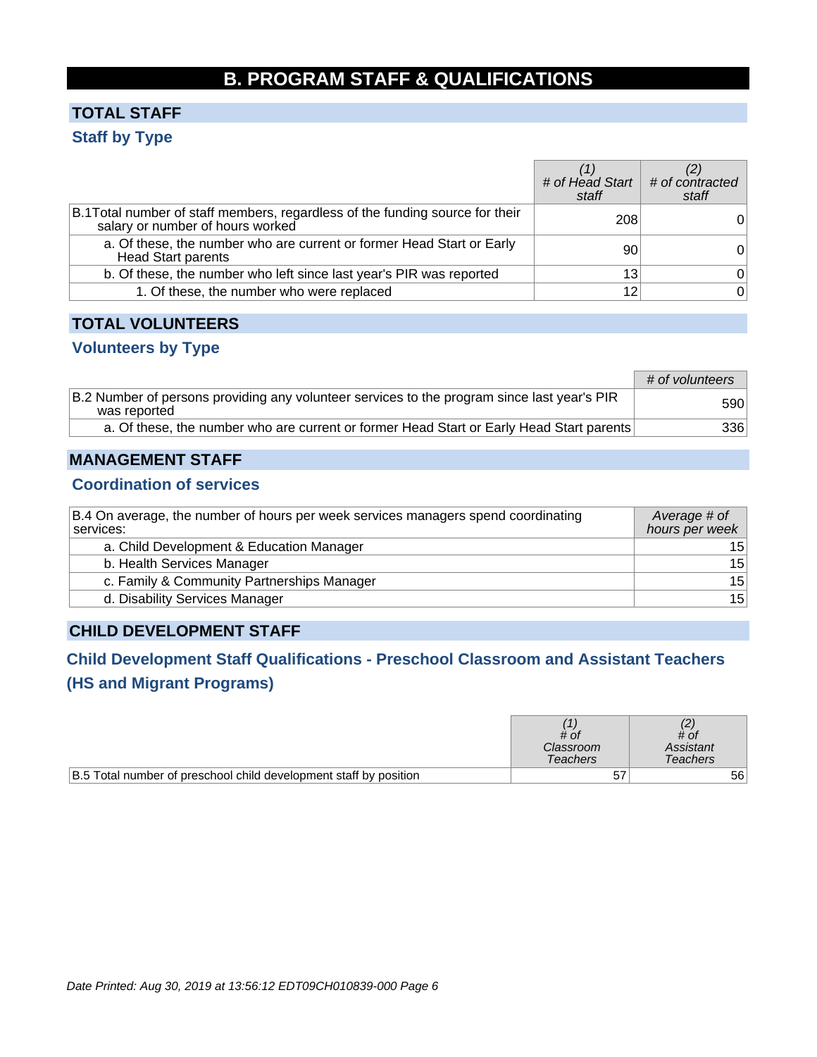# B. PROGRAM STAFF & QUALIFICATIONS

## TOTAL STAFF

### Staff by Type

| | (1) # of Head Start staff | (2) # of contracted staff |
|---|---|---|
| B.1Total number of staff members, regardless of the funding source for their salary or number of hours worked | 208 | 0 |
| a. Of these, the number who are current or former Head Start or Early Head Start parents | 90 | 0 |
| b. Of these, the number who left since last year's PIR was reported | 13 | 0 |
| 1. Of these, the number who were replaced | 12 | 0 |

## TOTAL VOLUNTEERS

### Volunteers by Type

| | # of volunteers |
|---|---|
| B.2 Number of persons providing any volunteer services to the program since last year's PIR was reported | 590 |
| a. Of these, the number who are current or former Head Start or Early Head Start parents | 336 |

## MANAGEMENT STAFF

### Coordination of services

| B.4 On average, the number of hours per week services managers spend coordinating services: | Average # of hours per week |
|---|---|
| a. Child Development & Education Manager | 15 |
| b. Health Services Manager | 15 |
| c. Family & Community Partnerships Manager | 15 |
| d. Disability Services Manager | 15 |

## CHILD DEVELOPMENT STAFF

### Child Development Staff Qualifications - Preschool Classroom and Assistant Teachers (HS and Migrant Programs)

| | (1) # of Classroom Teachers | (2) # of Assistant Teachers |
|---|---|---|
| B.5 Total number of preschool child development staff by position | 57 | 56 |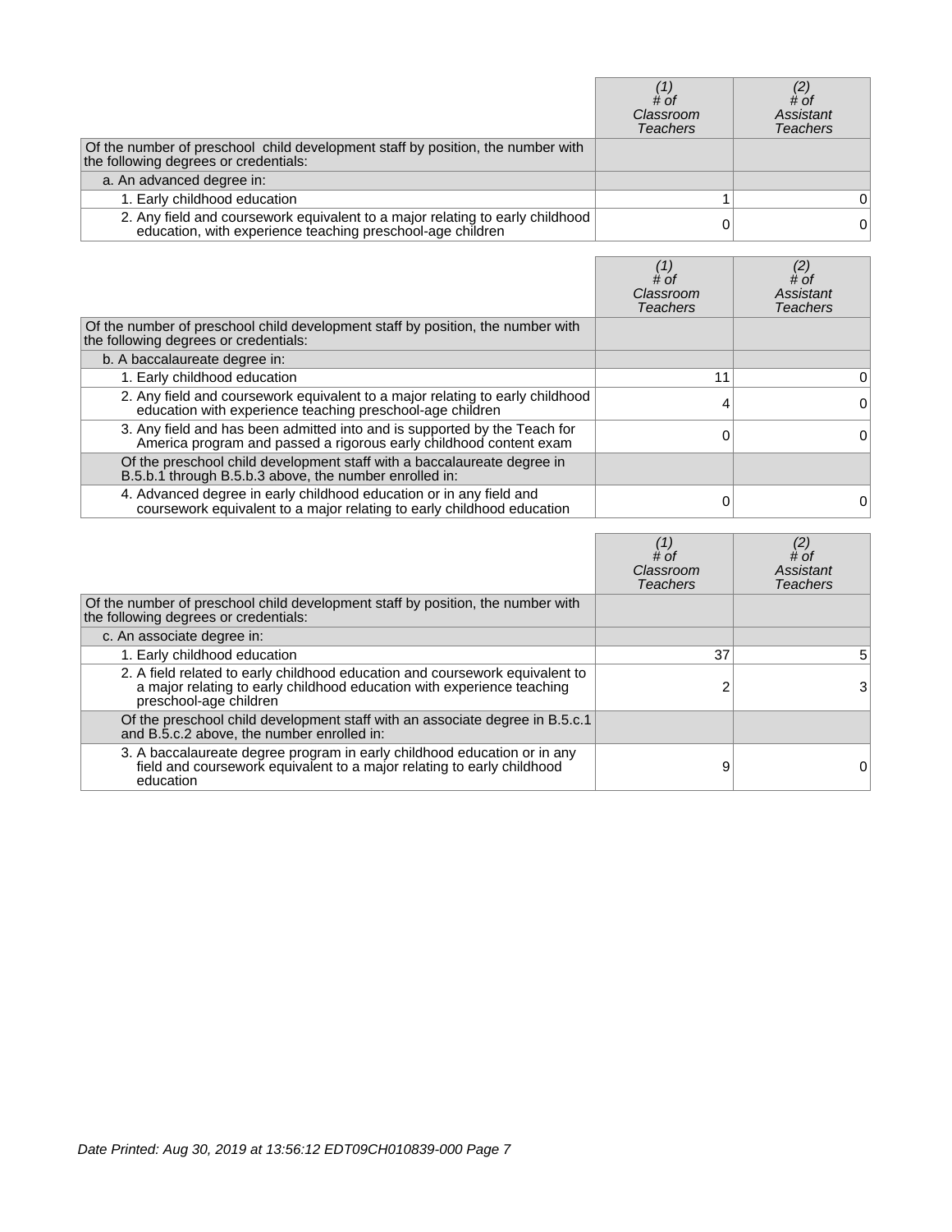| | (1) # of Classroom Teachers | (2) # of Assistant Teachers |
|---|---|---|
| Of the number of preschool child development staff by position, the number with the following degrees or credentials: | | |
| a. An advanced degree in: | | |
| 1. Early childhood education | 1 | 0 |
| 2. Any field and coursework equivalent to a major relating to early childhood education, with experience teaching preschool-age children | 0 | 0 |

| | (1) # of Classroom Teachers | (2) # of Assistant Teachers |
|---|---|---|
| Of the number of preschool child development staff by position, the number with the following degrees or credentials: | | |
| b. A baccalaureate degree in: | | |
| 1. Early childhood education | 11 | 0 |
| 2. Any field and coursework equivalent to a major relating to early childhood education with experience teaching preschool-age children | 4 | 0 |
| 3. Any field and has been admitted into and is supported by the Teach for America program and passed a rigorous early childhood content exam | 0 | 0 |
| Of the preschool child development staff with a baccalaureate degree in B.5.b.1 through B.5.b.3 above, the number enrolled in: | | |
| 4. Advanced degree in early childhood education or in any field and coursework equivalent to a major relating to early childhood education | 0 | 0 |

| | (1) # of Classroom Teachers | (2) # of Assistant Teachers |
|---|---|---|
| Of the number of preschool child development staff by position, the number with the following degrees or credentials: | | |
| c. An associate degree in: | | |
| 1. Early childhood education | 37 | 5 |
| 2. A field related to early childhood education and coursework equivalent to a major relating to early childhood education with experience teaching preschool-age children | 2 | 3 |
| Of the preschool child development staff with an associate degree in B.5.c.1 and B.5.c.2 above, the number enrolled in: | | |
| 3. A baccalaureate degree program in early childhood education or in any field and coursework equivalent to a major relating to early childhood education | 9 | 0 |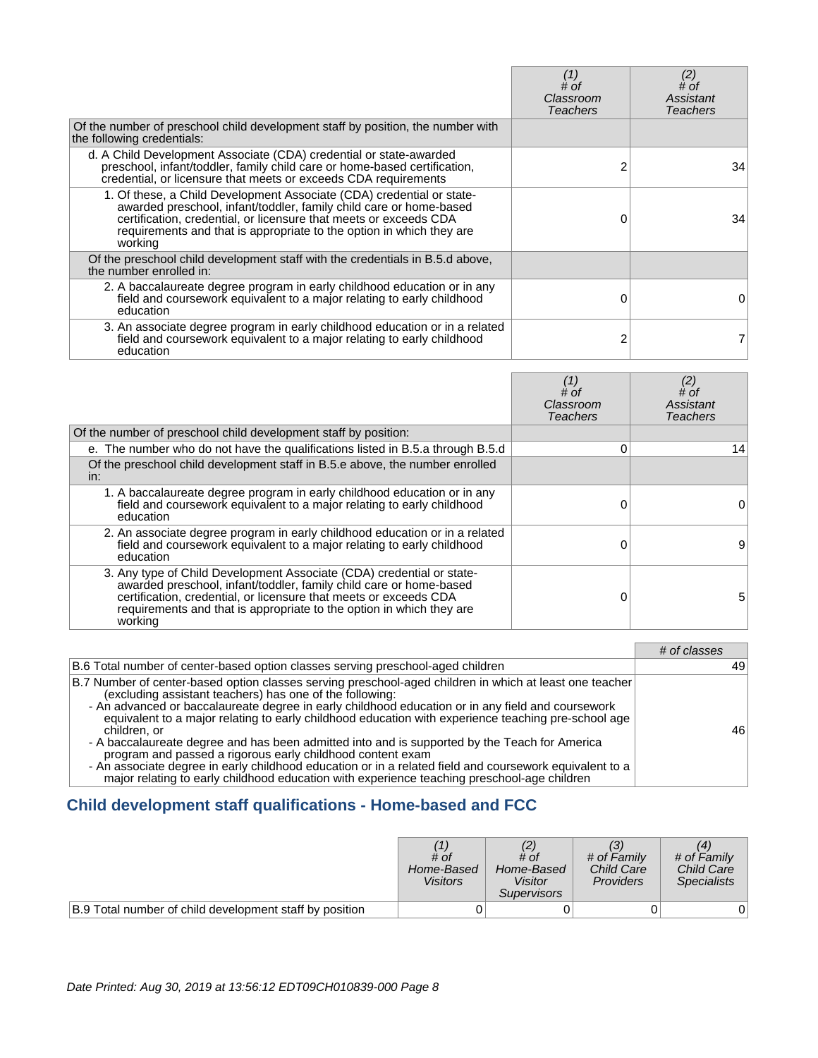| | (1) # of Classroom Teachers | (2) # of Assistant Teachers |
|---|---|---|
| Of the number of preschool child development staff by position, the number with the following credentials: | | |
| d. A Child Development Associate (CDA) credential or state-awarded preschool, infant/toddler, family child care or home-based certification, credential, or licensure that meets or exceeds CDA requirements | 2 | 34 |
| 1. Of these, a Child Development Associate (CDA) credential or state-awarded preschool, infant/toddler, family child care or home-based certification, credential, or licensure that meets or exceeds CDA requirements and that is appropriate to the option in which they are working | 0 | 34 |
| Of the preschool child development staff with the credentials in B.5.d above, the number enrolled in: | | |
| 2. A baccalaureate degree program in early childhood education or in any field and coursework equivalent to a major relating to early childhood education | 0 | 0 |
| 3. An associate degree program in early childhood education or in a related field and coursework equivalent to a major relating to early childhood education | 2 | 7 |

| | (1) # of Classroom Teachers | (2) # of Assistant Teachers |
|---|---|---|
| Of the number of preschool child development staff by position: | | |
| e. The number who do not have the qualifications listed in B.5.a through B.5.d | 0 | 14 |
| Of the preschool child development staff in B.5.e above, the number enrolled in: | | |
| 1. A baccalaureate degree program in early childhood education or in any field and coursework equivalent to a major relating to early childhood education | 0 | 0 |
| 2. An associate degree program in early childhood education or in a related field and coursework equivalent to a major relating to early childhood education | 0 | 9 |
| 3. Any type of Child Development Associate (CDA) credential or state-awarded preschool, infant/toddler, family child care or home-based certification, credential, or licensure that meets or exceeds CDA requirements and that is appropriate to the option in which they are working | 0 | 5 |

| | # of classes |
|---|---|
| B.6 Total number of center-based option classes serving preschool-aged children | 49 |
| B.7 Number of center-based option classes serving preschool-aged children in which at least one teacher (excluding assistant teachers) has one of the following:<br>- An advanced or baccalaureate degree in early childhood education or in any field and coursework equivalent to a major relating to early childhood education with experience teaching pre-school age children, or<br>- A baccalaureate degree and has been admitted into and is supported by the Teach for America program and passed a rigorous early childhood content exam<br>- An associate degree in early childhood education or in a related field and coursework equivalent to a major relating to early childhood education with experience teaching preschool-age children | 46 |

## Child development staff qualifications - Home-based and FCC

| | (1) # of Home-Based Visitors | (2) # of Home-Based Visitor Supervisors | (3) # of Family Child Care Providers | (4) # of Family Child Care Specialists |
|---|---|---|---|---|
| B.9 Total number of child development staff by position | 0 | 0 | 0 | 0 |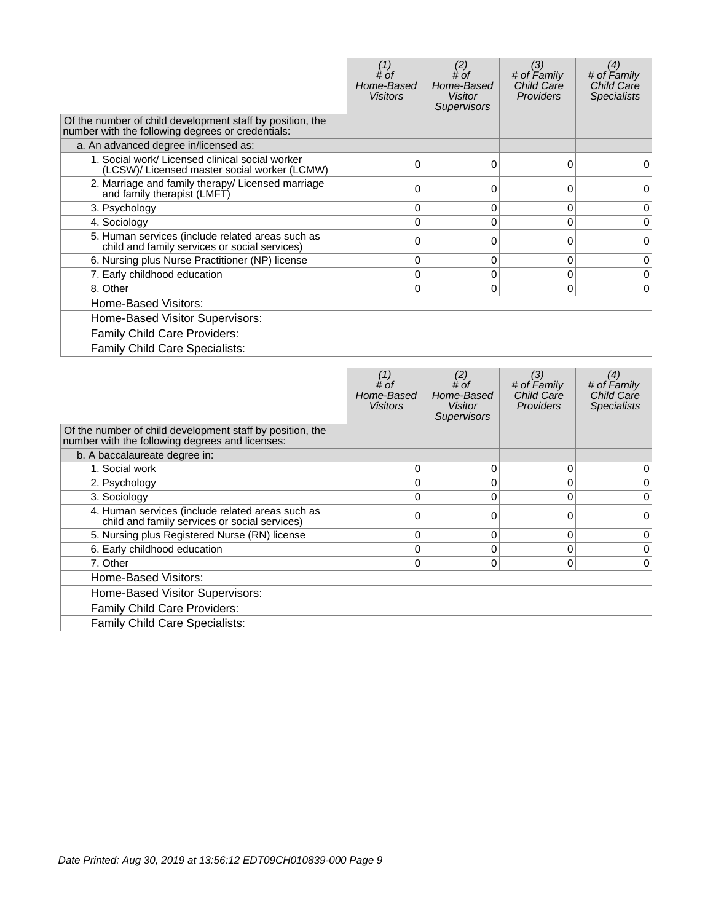| | (1) # of Home-Based Visitors | (2) # of Home-Based Visitor Supervisors | (3) # of Family Child Care Providers | (4) # of Family Child Care Specialists |
|---|---|---|---|---|
| Of the number of child development staff by position, the number with the following degrees or credentials: | | | | |
| a. An advanced degree in/licensed as: | | | | |
| 1. Social work/ Licensed clinical social worker (LCSW)/ Licensed master social worker (LCMW) | 0 | 0 | 0 | 0 |
| 2. Marriage and family therapy/ Licensed marriage and family therapist (LMFT) | 0 | 0 | 0 | 0 |
| 3. Psychology | 0 | 0 | 0 | 0 |
| 4. Sociology | 0 | 0 | 0 | 0 |
| 5. Human services (include related areas such as child and family services or social services) | 0 | 0 | 0 | 0 |
| 6. Nursing plus Nurse Practitioner (NP) license | 0 | 0 | 0 | 0 |
| 7. Early childhood education | 0 | 0 | 0 | 0 |
| 8. Other | 0 | 0 | 0 | 0 |
| Home-Based Visitors: | | | | |
| Home-Based Visitor Supervisors: | | | | |
| Family Child Care Providers: | | | | |
| Family Child Care Specialists: | | | | |

| | (1) # of Home-Based Visitors | (2) # of Home-Based Visitor Supervisors | (3) # of Family Child Care Providers | (4) # of Family Child Care Specialists |
|---|---|---|---|---|
| Of the number of child development staff by position, the number with the following degrees and licenses: | | | | |
| b. A baccalaureate degree in: | | | | |
| 1. Social work | 0 | 0 | 0 | 0 |
| 2. Psychology | 0 | 0 | 0 | 0 |
| 3. Sociology | 0 | 0 | 0 | 0 |
| 4. Human services (include related areas such as child and family services or social services) | 0 | 0 | 0 | 0 |
| 5. Nursing plus Registered Nurse (RN) license | 0 | 0 | 0 | 0 |
| 6. Early childhood education | 0 | 0 | 0 | 0 |
| 7. Other | 0 | 0 | 0 | 0 |
| Home-Based Visitors: | | | | |
| Home-Based Visitor Supervisors: | | | | |
| Family Child Care Providers: | | | | |
| Family Child Care Specialists: | | | | |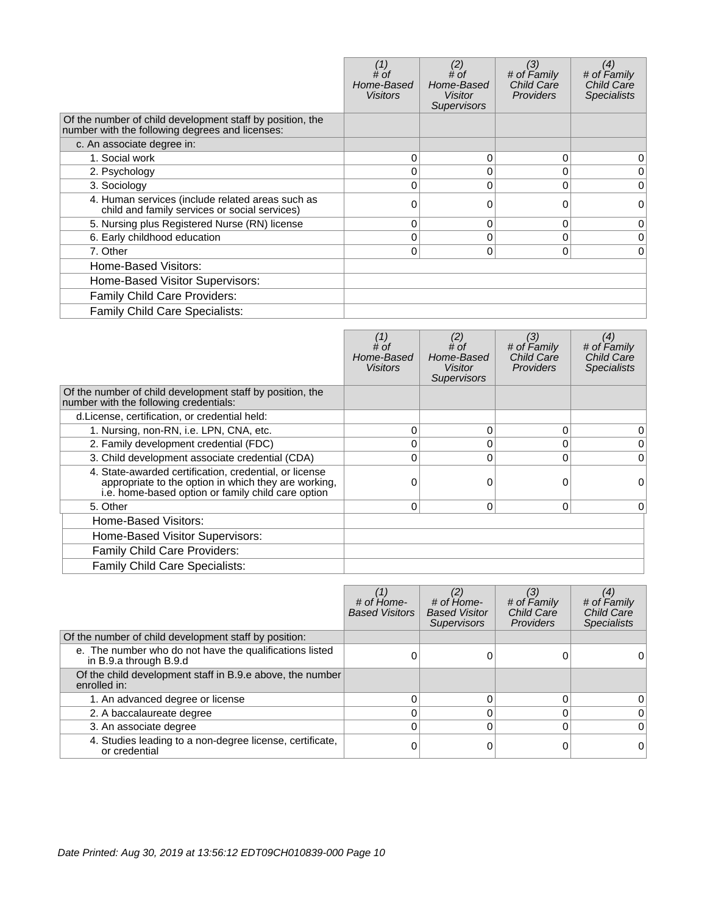| | (1) # of Home-Based Visitors | (2) # of Home-Based Visitor Supervisors | (3) # of Family Child Care Providers | (4) # of Family Child Care Specialists |
|---|---|---|---|---|
| Of the number of child development staff by position, the number with the following degrees and licenses: | | | | |
| c. An associate degree in: | | | | |
| 1. Social work | 0 | 0 | 0 | 0 |
| 2. Psychology | 0 | 0 | 0 | 0 |
| 3. Sociology | 0 | 0 | 0 | 0 |
| 4. Human services (include related areas such as child and family services or social services) | 0 | 0 | 0 | 0 |
| 5. Nursing plus Registered Nurse (RN) license | 0 | 0 | 0 | 0 |
| 6. Early childhood education | 0 | 0 | 0 | 0 |
| 7. Other | 0 | 0 | 0 | 0 |
| Home-Based Visitors: | | | | |
| Home-Based Visitor Supervisors: | | | | |
| Family Child Care Providers: | | | | |
| Family Child Care Specialists: | | | | |

| | (1) # of Home-Based Visitors | (2) # of Home-Based Visitor Supervisors | (3) # of Family Child Care Providers | (4) # of Family Child Care Specialists |
|---|---|---|---|---|
| Of the number of child development staff by position, the number with the following credentials: | | | | |
| d.License, certification, or credential held: | | | | |
| 1. Nursing, non-RN, i.e. LPN, CNA, etc. | 0 | 0 | 0 | 0 |
| 2. Family development credential (FDC) | 0 | 0 | 0 | 0 |
| 3. Child development associate credential (CDA) | 0 | 0 | 0 | 0 |
| 4. State-awarded certification, credential, or license appropriate to the option in which they are working, i.e. home-based option or family child care option | 0 | 0 | 0 | 0 |
| 5. Other | 0 | 0 | 0 | 0 |
| Home-Based Visitors: | | | | |
| Home-Based Visitor Supervisors: | | | | |
| Family Child Care Providers: | | | | |
| Family Child Care Specialists: | | | | |

| | (1) # of Home-Based Visitors | (2) # of Home-Based Visitor Supervisors | (3) # of Family Child Care Providers | (4) # of Family Child Care Specialists |
|---|---|---|---|---|
| Of the number of child development staff by position: | | | | |
| e. The number who do not have the qualifications listed in B.9.a through B.9.d | 0 | 0 | 0 | 0 |
| Of the child development staff in B.9.e above, the number enrolled in: | | | | |
| 1. An advanced degree or license | 0 | 0 | 0 | 0 |
| 2. A baccalaureate degree | 0 | 0 | 0 | 0 |
| 3. An associate degree | 0 | 0 | 0 | 0 |
| 4. Studies leading to a non-degree license, certificate, or credential | 0 | 0 | 0 | 0 |

*Date Printed: Aug 30, 2019 at 13:56:12 EDT09CH010839-000 Page 10*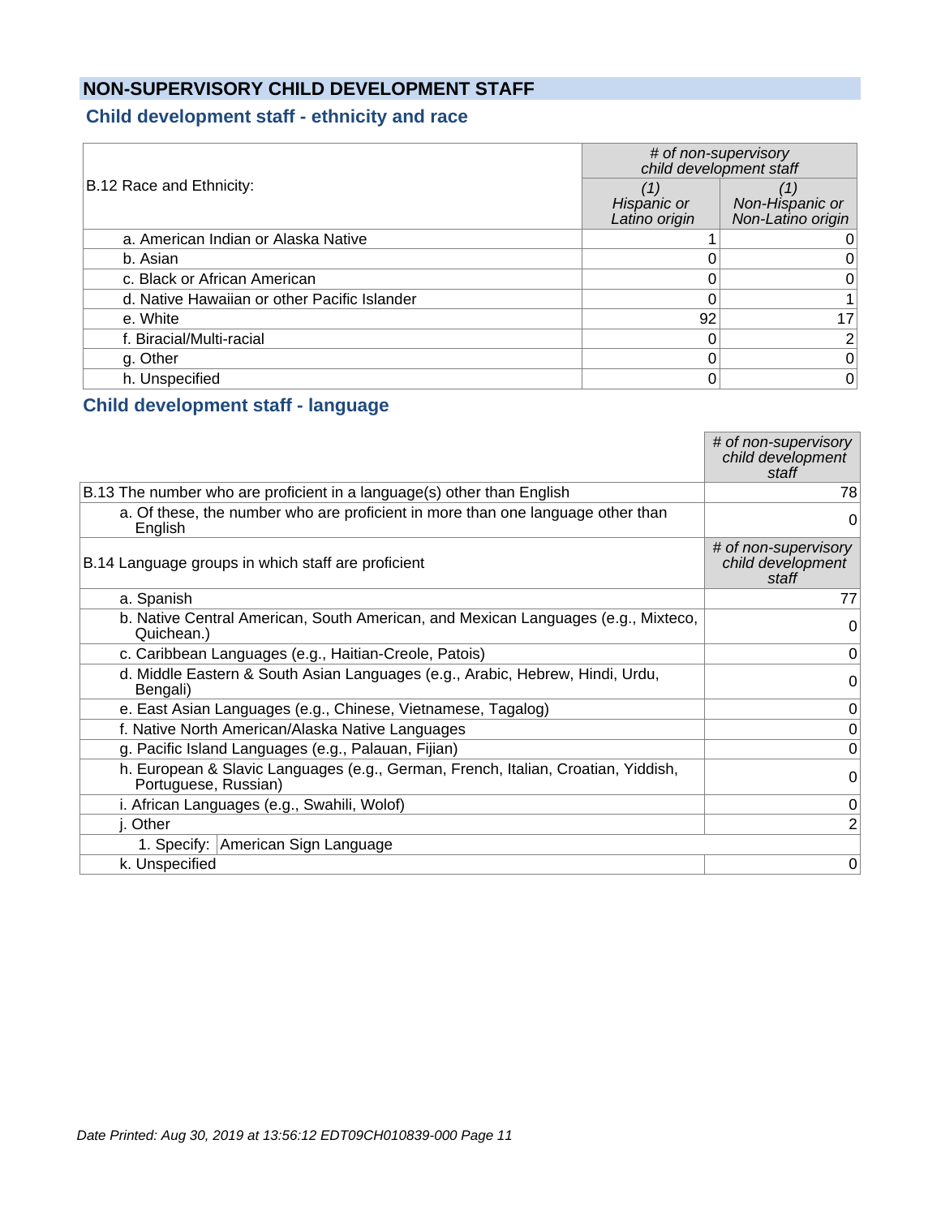## NON-SUPERVISORY CHILD DEVELOPMENT STAFF

### Child development staff - ethnicity and race

| B.12 Race and Ethnicity: | # of non-supervisory child development staff | |
|---|---|---|
| | (1) Hispanic or Latino origin | (1) Non-Hispanic or Non-Latino origin |
| a. American Indian or Alaska Native | 1 | 0 |
| b. Asian | 0 | 0 |
| c. Black or African American | 0 | 0 |
| d. Native Hawaiian or other Pacific Islander | 0 | 1 |
| e. White | 92 | 17 |
| f. Biracial/Multi-racial | 0 | 2 |
| g. Other | 0 | 0 |
| h. Unspecified | 0 | 0 |

### Child development staff - language

| | # of non-supervisory child development staff |
|---|---|
| B.13 The number who are proficient in a language(s) other than English | 78 |
| a. Of these, the number who are proficient in more than one language other than English | 0 |
| B.14 Language groups in which staff are proficient | # of non-supervisory child development staff |
| a. Spanish | 77 |
| b. Native Central American, South American, and Mexican Languages (e.g., Mixteco, Quichean.) | 0 |
| c. Caribbean Languages (e.g., Haitian-Creole, Patois) | 0 |
| d. Middle Eastern & South Asian Languages (e.g., Arabic, Hebrew, Hindi, Urdu, Bengali) | 0 |
| e. East Asian Languages (e.g., Chinese, Vietnamese, Tagalog) | 0 |
| f. Native North American/Alaska Native Languages | 0 |
| g. Pacific Island Languages (e.g., Palauan, Fijian) | 0 |
| h. European & Slavic Languages (e.g., German, French, Italian, Croatian, Yiddish, Portuguese, Russian) | 0 |
| i. African Languages (e.g., Swahili, Wolof) | 0 |
| j. Other | 2 |
| 1. Specify: American Sign Language | |
| k. Unspecified | 0 |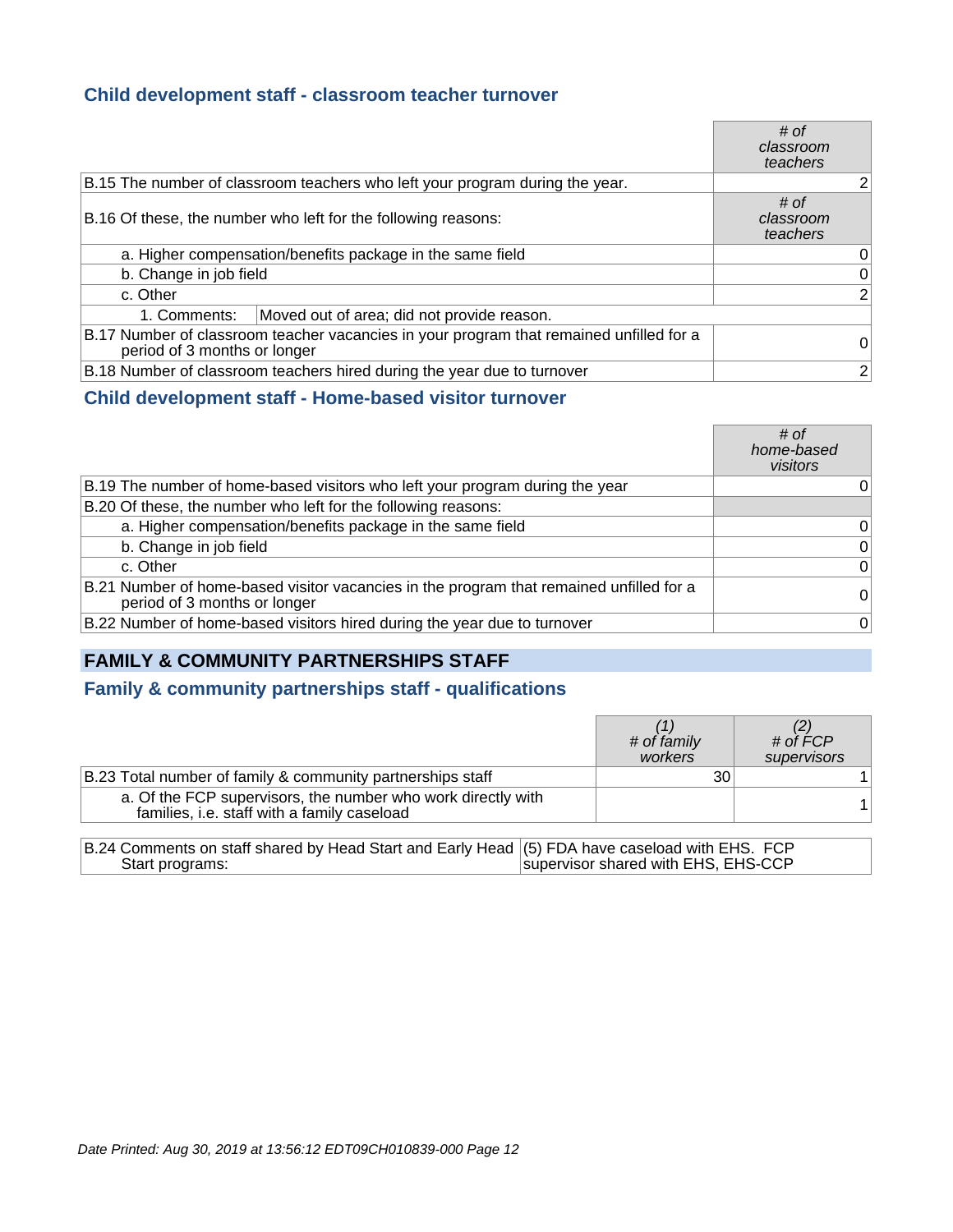### Child development staff - classroom teacher turnover

| | # of classroom teachers |
|---|---|
| B.15 The number of classroom teachers who left your program during the year. | 2 |
| B.16 Of these, the number who left for the following reasons: | # of classroom teachers |
| a. Higher compensation/benefits package in the same field | 0 |
| b. Change in job field | 0 |
| c. Other | 2 |
| 1. Comments: Moved out of area; did not provide reason. | |
| B.17 Number of classroom teacher vacancies in your program that remained unfilled for a period of 3 months or longer | 0 |
| B.18 Number of classroom teachers hired during the year due to turnover | 2 |

### Child development staff - Home-based visitor turnover

| | # of home-based visitors |
|---|---|
| B.19 The number of home-based visitors who left your program during the year | 0 |
| B.20 Of these, the number who left for the following reasons: | |
| a. Higher compensation/benefits package in the same field | 0 |
| b. Change in job field | 0 |
| c. Other | 0 |
| B.21 Number of home-based visitor vacancies in the program that remained unfilled for a period of 3 months or longer | 0 |
| B.22 Number of home-based visitors hired during the year due to turnover | 0 |

## FAMILY & COMMUNITY PARTNERSHIPS STAFF

### Family & community partnerships staff - qualifications

| | (1) # of family workers | (2) # of FCP supervisors |
|---|---|---|
| B.23 Total number of family & community partnerships staff | 30 | 1 |
| a. Of the FCP supervisors, the number who work directly with families, i.e. staff with a family caseload | | 1 |

| | |
|---|---|
| B.24 Comments on staff shared by Head Start and Early Head Start programs: | (5) FDA have caseload with EHS. FCP supervisor shared with EHS, EHS-CCP |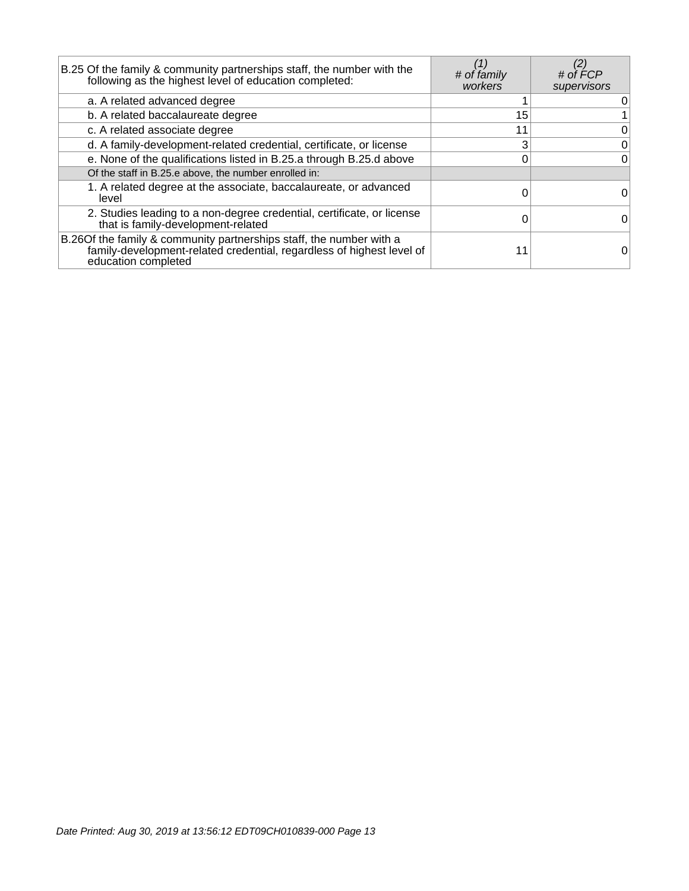| B.25 Of the family & community partnerships staff, the number with the following as the highest level of education completed: | *(1) # of family workers* | *(2) # of FCP supervisors* |
|---|---|---|
| a. A related advanced degree | 1 | 0 |
| b. A related baccalaureate degree | 15 | 1 |
| c. A related associate degree | 11 | 0 |
| d. A family-development-related credential, certificate, or license | 3 | 0 |
| e. None of the qualifications listed in B.25.a through B.25.d above | 0 | 0 |
| Of the staff in B.25.e above, the number enrolled in: | | |
| 1. A related degree at the associate, baccalaureate, or advanced level | 0 | 0 |
| 2. Studies leading to a non-degree credential, certificate, or license that is family-development-related | 0 | 0 |
| B.26 Of the family & community partnerships staff, the number with a family-development-related credential, regardless of highest level of education completed | 11 | 0 |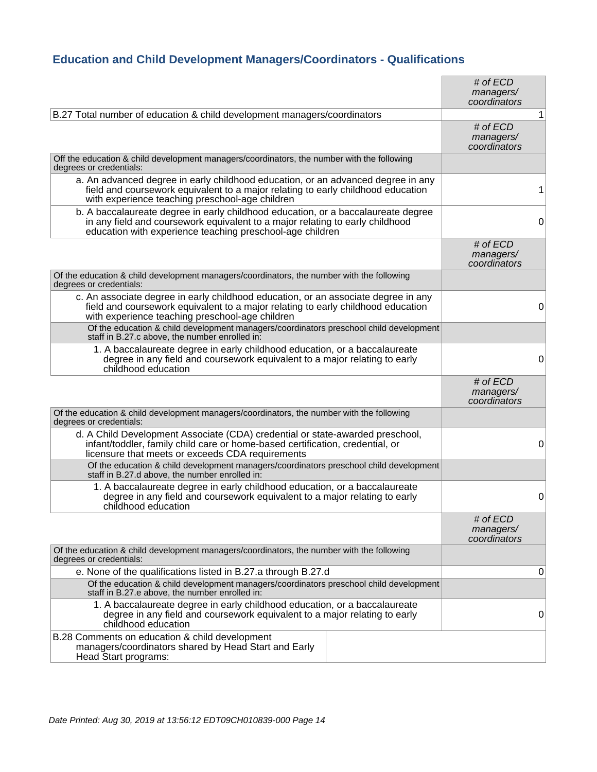## Education and Child Development Managers/Coordinators - Qualifications

| | # of ECD managers/ coordinators |
|---|---|
| B.27 Total number of education & child development managers/coordinators | 1 |
| | # of ECD managers/ coordinators |
| Off the education & child development managers/coordinators, the number with the following degrees or credentials: | |
| a. An advanced degree in early childhood education, or an advanced degree in any field and coursework equivalent to a major relating to early childhood education with experience teaching preschool-age children | 1 |
| b. A baccalaureate degree in early childhood education, or a baccalaureate degree in any field and coursework equivalent to a major relating to early childhood education with experience teaching preschool-age children | 0 |
| | # of ECD managers/ coordinators |
| Of the education & child development managers/coordinators, the number with the following degrees or credentials: | |
| c. An associate degree in early childhood education, or an associate degree in any field and coursework equivalent to a major relating to early childhood education with experience teaching preschool-age children | 0 |
| Of the education & child development managers/coordinators preschool child development staff in B.27.c above, the number enrolled in: | |
| 1. A baccalaureate degree in early childhood education, or a baccalaureate degree in any field and coursework equivalent to a major relating to early childhood education | 0 |
| | # of ECD managers/ coordinators |
| Of the education & child development managers/coordinators, the number with the following degrees or credentials: | |
| d. A Child Development Associate (CDA) credential or state-awarded preschool, infant/toddler, family child care or home-based certification, credential, or licensure that meets or exceeds CDA requirements | 0 |
| Of the education & child development managers/coordinators preschool child development staff in B.27.d above, the number enrolled in: | |
| 1. A baccalaureate degree in early childhood education, or a baccalaureate degree in any field and coursework equivalent to a major relating to early childhood education | 0 |
| | # of ECD managers/ coordinators |
| Of the education & child development managers/coordinators, the number with the following degrees or credentials: | |
| e. None of the qualifications listed in B.27.a through B.27.d | 0 |
| Of the education & child development managers/coordinators preschool child development staff in B.27.e above, the number enrolled in: | |
| 1. A baccalaureate degree in early childhood education, or a baccalaureate degree in any field and coursework equivalent to a major relating to early childhood education | 0 |

| B.28 Comments on education & child development managers/coordinators shared by Head Start and Early Head Start programs: | |
|---|---|

Date Printed: Aug 30, 2019 at 13:56:12 EDT09CH010839-000 Page 14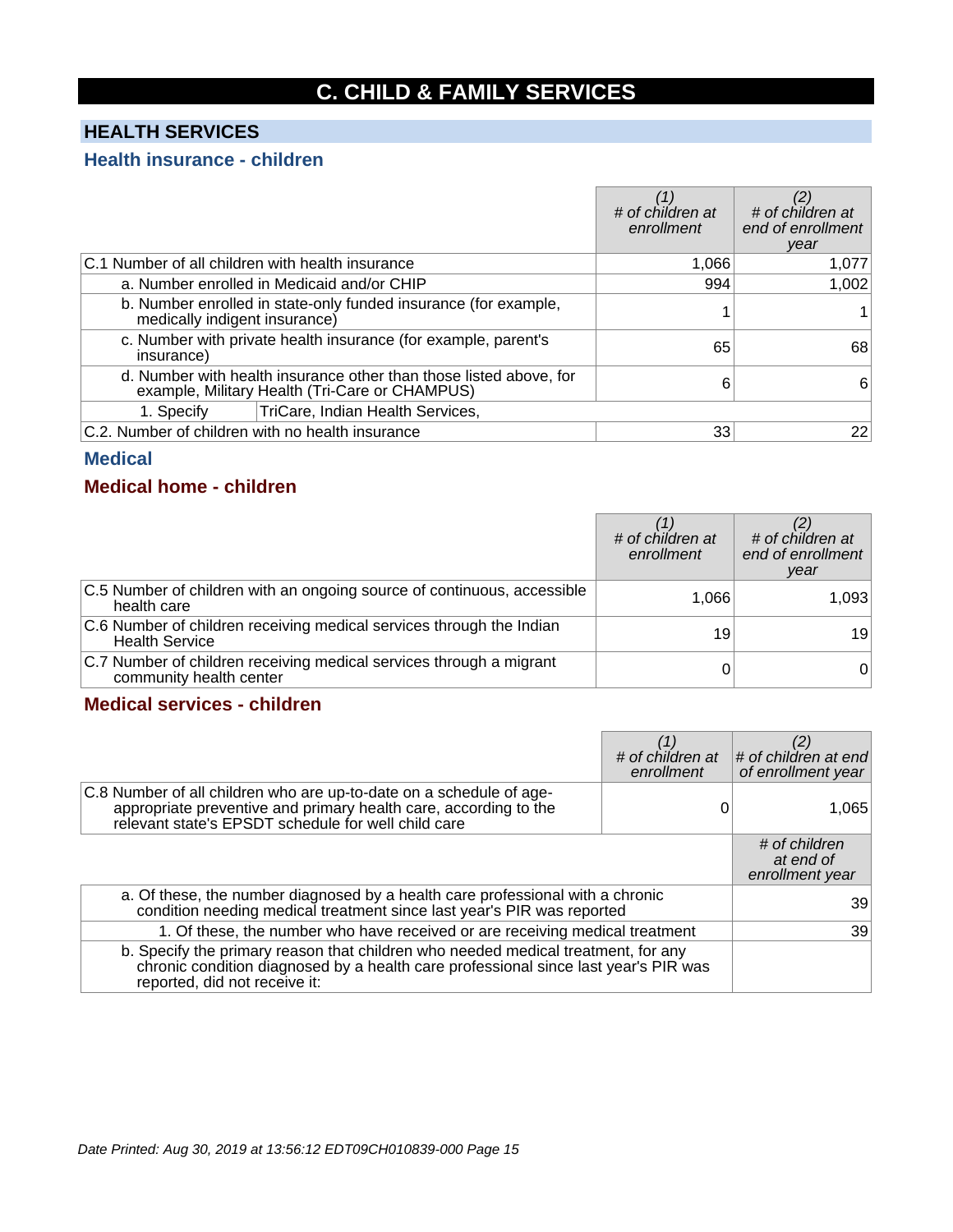# C. CHILD & FAMILY SERVICES

## HEALTH SERVICES

### Health insurance - children

| | (1) # of children at enrollment | (2) # of children at end of enrollment year |
|---|---|---|
| C.1 Number of all children with health insurance | 1,066 | 1,077 |
| a. Number enrolled in Medicaid and/or CHIP | 994 | 1,002 |
| b. Number enrolled in state-only funded insurance (for example, medically indigent insurance) | 1 | 1 |
| c. Number with private health insurance (for example, parent's insurance) | 65 | 68 |
| d. Number with health insurance other than those listed above, for example, Military Health (Tri-Care or CHAMPUS) | 6 | 6 |
| 1. Specify: TriCare, Indian Health Services, | | |
| C.2. Number of children with no health insurance | 33 | 22 |

### Medical

#### Medical home - children

| | (1) # of children at enrollment | (2) # of children at end of enrollment year |
|---|---|---|
| C.5 Number of children with an ongoing source of continuous, accessible health care | 1,066 | 1,093 |
| C.6 Number of children receiving medical services through the Indian Health Service | 19 | 19 |
| C.7 Number of children receiving medical services through a migrant community health center | 0 | 0 |

#### Medical services - children

| | (1) # of children at enrollment | (2) # of children at end of enrollment year |
|---|---|---|
| C.8 Number of all children who are up-to-date on a schedule of age-appropriate preventive and primary health care, according to the relevant state's EPSDT schedule for well child care | 0 | 1,065 |

| | # of children at end of enrollment year |
|---|---|
| a. Of these, the number diagnosed by a health care professional with a chronic condition needing medical treatment since last year's PIR was reported | 39 |
| 1. Of these, the number who have received or are receiving medical treatment | 39 |
| b. Specify the primary reason that children who needed medical treatment, for any chronic condition diagnosed by a health care professional since last year's PIR was reported, did not receive it: | |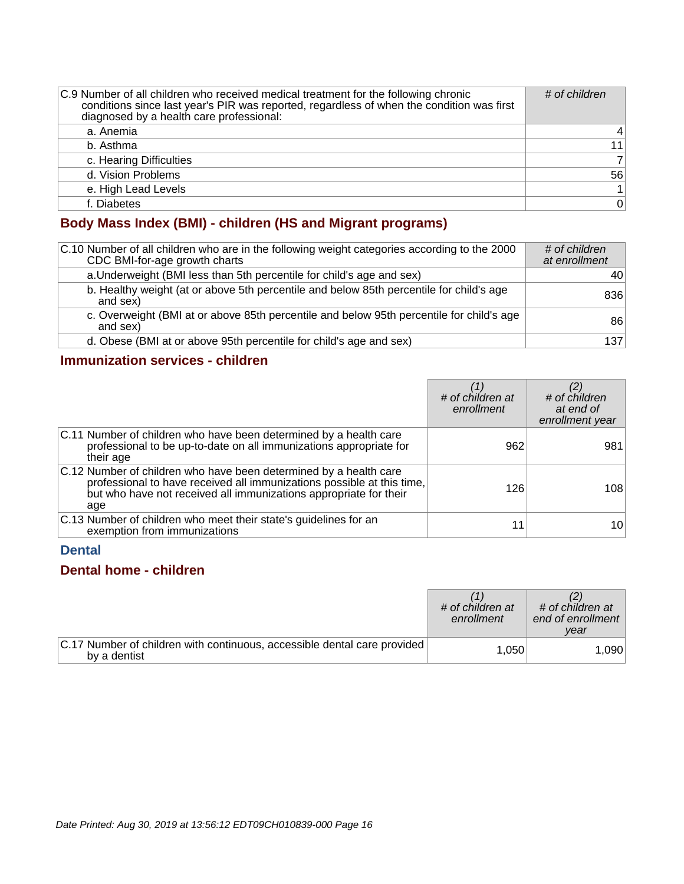| C.9 Number of all children who received medical treatment for the following chronic conditions since last year's PIR was reported, regardless of when the condition was first diagnosed by a health care professional: | *# of children* |
|---|---|
| a. Anemia | 4 |
| b. Asthma | 11 |
| c. Hearing Difficulties | 7 |
| d. Vision Problems | 56 |
| e. High Lead Levels | 1 |
| f. Diabetes | 0 |

## Body Mass Index (BMI) - children (HS and Migrant programs)

| C.10 Number of all children who are in the following weight categories according to the 2000 CDC BMI-for-age growth charts | *# of children at enrollment* |
|---|---|
| a.Underweight (BMI less than 5th percentile for child's age and sex) | 40 |
| b. Healthy weight (at or above 5th percentile and below 85th percentile for child's age and sex) | 836 |
| c. Overweight (BMI at or above 85th percentile and below 95th percentile for child's age and sex) | 86 |
| d. Obese (BMI at or above 95th percentile for child's age and sex) | 137 |

## Immunization services - children

| | *(1) # of children at enrollment* | *(2) # of children at end of enrollment year* |
|---|---|---|
| C.11 Number of children who have been determined by a health care professional to be up-to-date on all immunizations appropriate for their age | 962 | 981 |
| C.12 Number of children who have been determined by a health care professional to have received all immunizations possible at this time, but who have not received all immunizations appropriate for their age | 126 | 108 |
| C.13 Number of children who meet their state's guidelines for an exemption from immunizations | 11 | 10 |

## Dental

## Dental home - children

| | *(1) # of children at enrollment* | *(2) # of children at end of enrollment year* |
|---|---|---|
| C.17 Number of children with continuous, accessible dental care provided by a dentist | 1,050 | 1,090 |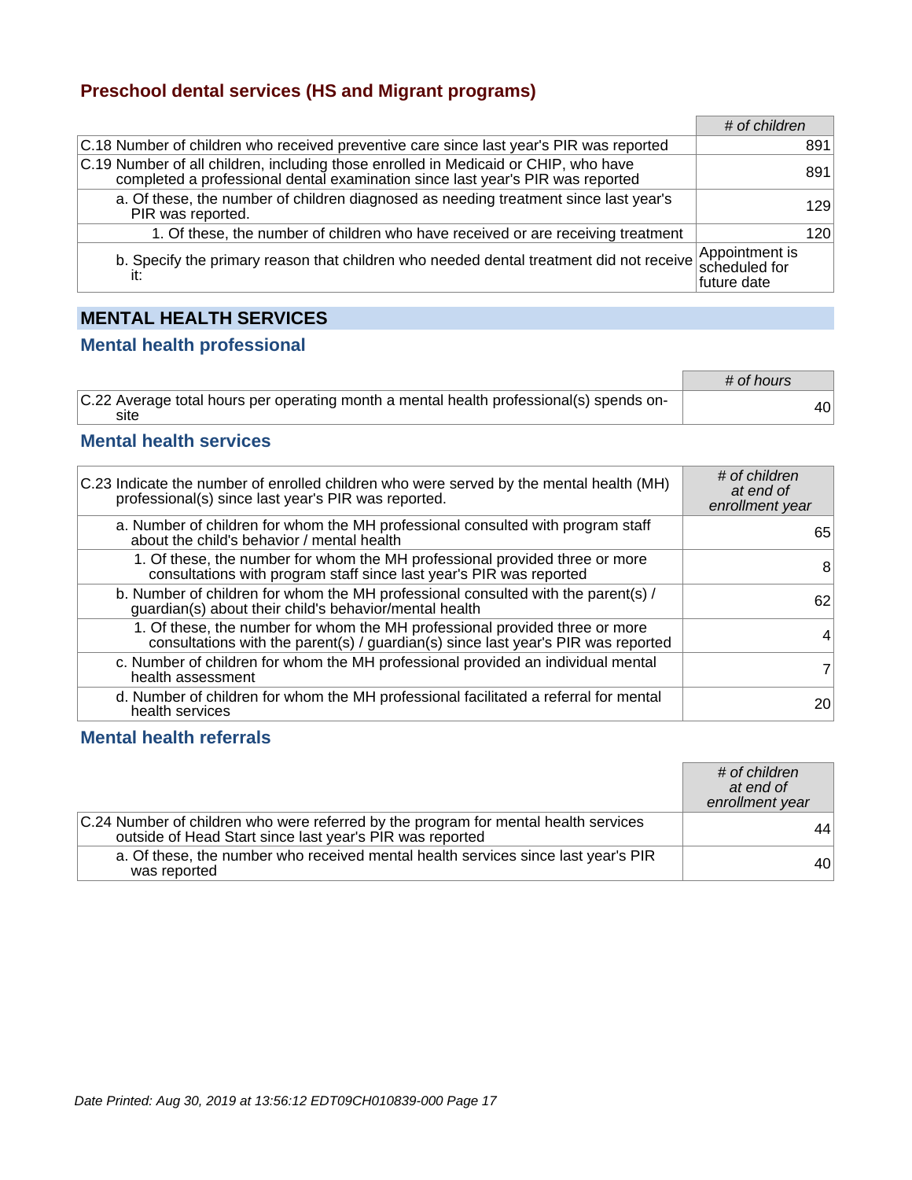### Preschool dental services (HS and Migrant programs)

| | # of children |
|---|---|
| C.18 Number of children who received preventive care since last year's PIR was reported | 891 |
| C.19 Number of all children, including those enrolled in Medicaid or CHIP, who have completed a professional dental examination since last year's PIR was reported | 891 |
| a. Of these, the number of children diagnosed as needing treatment since last year's PIR was reported. | 129 |
| 1. Of these, the number of children who have received or are receiving treatment | 120 |
| b. Specify the primary reason that children who needed dental treatment did not receive it: | Appointment is scheduled for future date |

## MENTAL HEALTH SERVICES

### Mental health professional

| | # of hours |
|---|---|
| C.22 Average total hours per operating month a mental health professional(s) spends on-site | 40 |

### Mental health services

| C.23 Indicate the number of enrolled children who were served by the mental health (MH) professional(s) since last year's PIR was reported. | # of children at end of enrollment year |
|---|---|
| a. Number of children for whom the MH professional consulted with program staff about the child's behavior / mental health | 65 |
| 1. Of these, the number for whom the MH professional provided three or more consultations with program staff since last year's PIR was reported | 8 |
| b. Number of children for whom the MH professional consulted with the parent(s) / guardian(s) about their child's behavior/mental health | 62 |
| 1. Of these, the number for whom the MH professional provided three or more consultations with the parent(s) / guardian(s) since last year's PIR was reported | 4 |
| c. Number of children for whom the MH professional provided an individual mental health assessment | 7 |
| d. Number of children for whom the MH professional facilitated a referral for mental health services | 20 |

### Mental health referrals

| | # of children at end of enrollment year |
|---|---|
| C.24 Number of children who were referred by the program for mental health services outside of Head Start since last year's PIR was reported | 44 |
| a. Of these, the number who received mental health services since last year's PIR was reported | 40 |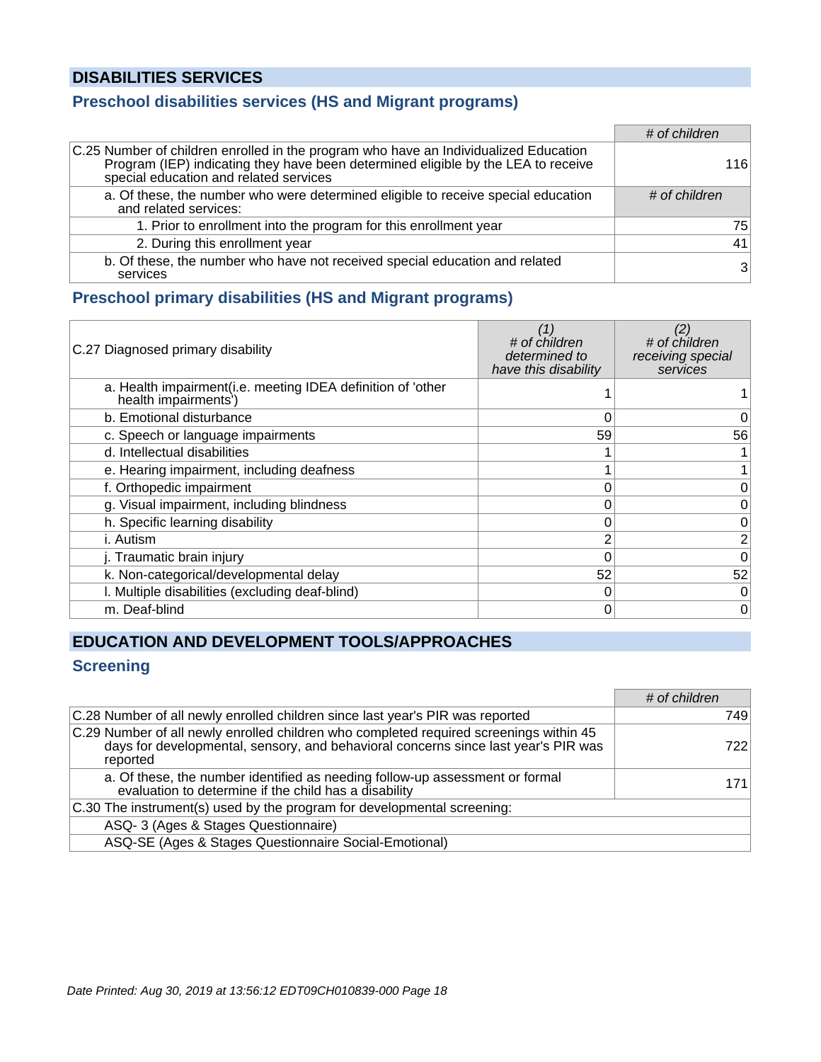# DISABILITIES SERVICES

## Preschool disabilities services (HS and Migrant programs)

| | # of children |
|---|---|
| C.25 Number of children enrolled in the program who have an Individualized Education Program (IEP) indicating they have been determined eligible by the LEA to receive special education and related services | 116 |
| a. Of these, the number who were determined eligible to receive special education and related services: | # of children |
| 1. Prior to enrollment into the program for this enrollment year | 75 |
| 2. During this enrollment year | 41 |
| b. Of these, the number who have not received special education and related services | 3 |

## Preschool primary disabilities (HS and Migrant programs)

| C.27 Diagnosed primary disability | (1) # of children determined to have this disability | (2) # of children receiving special services |
|---|---|---|
| a. Health impairment(i.e. meeting IDEA definition of 'other health impairments') | 1 | 1 |
| b. Emotional disturbance | 0 | 0 |
| c. Speech or language impairments | 59 | 56 |
| d. Intellectual disabilities | 1 | 1 |
| e. Hearing impairment, including deafness | 1 | 1 |
| f. Orthopedic impairment | 0 | 0 |
| g. Visual impairment, including blindness | 0 | 0 |
| h. Specific learning disability | 0 | 0 |
| i. Autism | 2 | 2 |
| j. Traumatic brain injury | 0 | 0 |
| k. Non-categorical/developmental delay | 52 | 52 |
| l. Multiple disabilities (excluding deaf-blind) | 0 | 0 |
| m. Deaf-blind | 0 | 0 |

# EDUCATION AND DEVELOPMENT TOOLS/APPROACHES

## Screening

| | # of children |
|---|---|
| C.28 Number of all newly enrolled children since last year's PIR was reported | 749 |
| C.29 Number of all newly enrolled children who completed required screenings within 45 days for developmental, sensory, and behavioral concerns since last year's PIR was reported | 722 |
| a. Of these, the number identified as needing follow-up assessment or formal evaluation to determine if the child has a disability | 171 |
| C.30 The instrument(s) used by the program for developmental screening: | |
| ASQ- 3 (Ages & Stages Questionnaire) | |
| ASQ-SE (Ages & Stages Questionnaire Social-Emotional) | |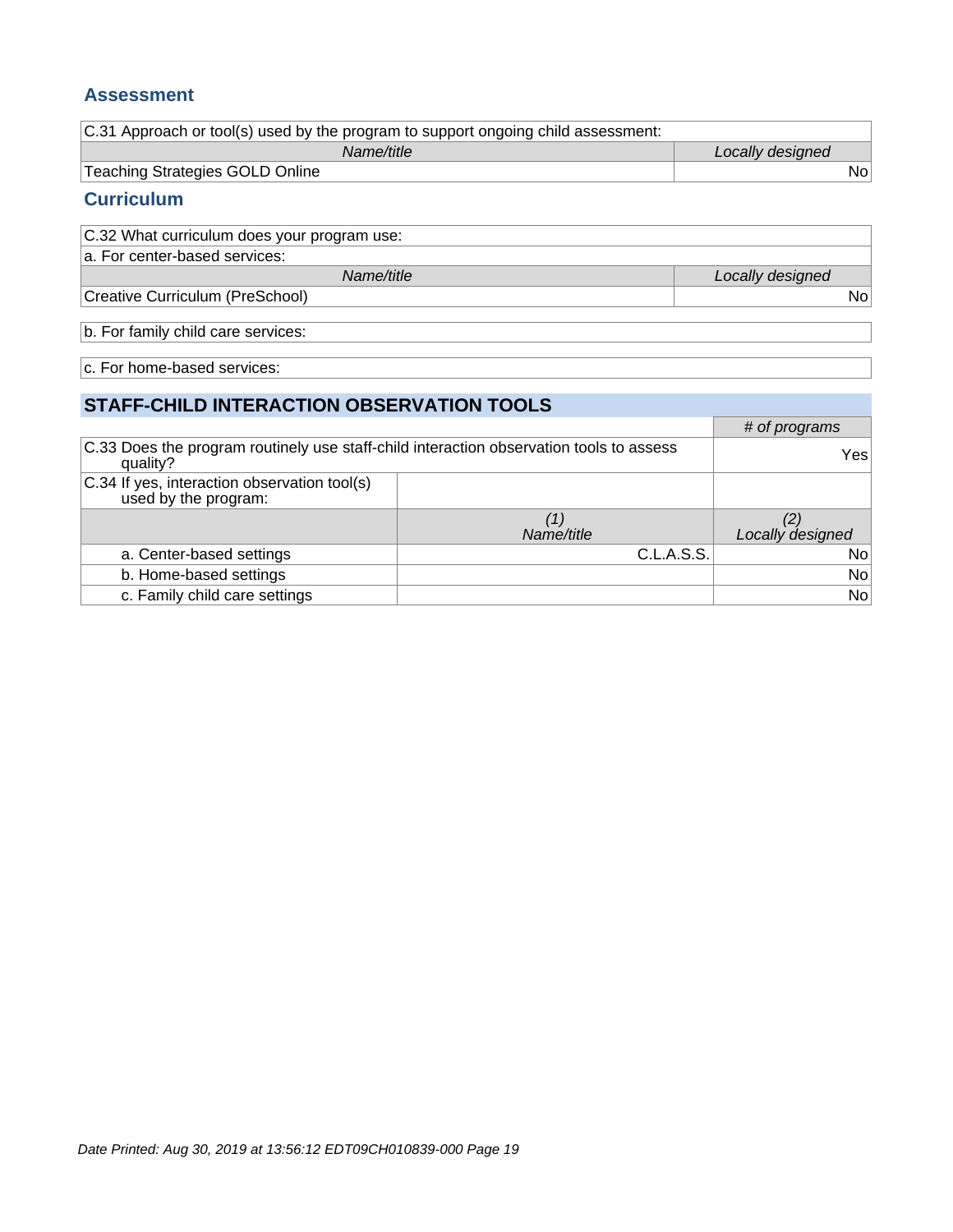## Assessment

| C.31 Approach or tool(s) used by the program to support ongoing child assessment: | |
|---|---|
| *Name/title* | *Locally designed* |
| Teaching Strategies GOLD Online | No |

## Curriculum

| C.32 What curriculum does your program use: | |
|---|---|
| a. For center-based services: | |
| *Name/title* | *Locally designed* |
| Creative Curriculum (PreSchool) | No |

| b. For family child care services: |
|---|

| c. For home-based services: |
|---|

## STAFF-CHILD INTERACTION OBSERVATION TOOLS

| | | *# of programs* |
|---|---|---|
| C.33 Does the program routinely use staff-child interaction observation tools to assess quality? | | Yes |
| C.34 If yes, interaction observation tool(s) used by the program: | | |
| | *(1) Name/title* | *(2) Locally designed* |
| a. Center-based settings | C.L.A.S.S. | No |
| b. Home-based settings | | No |
| c. Family child care settings | | No |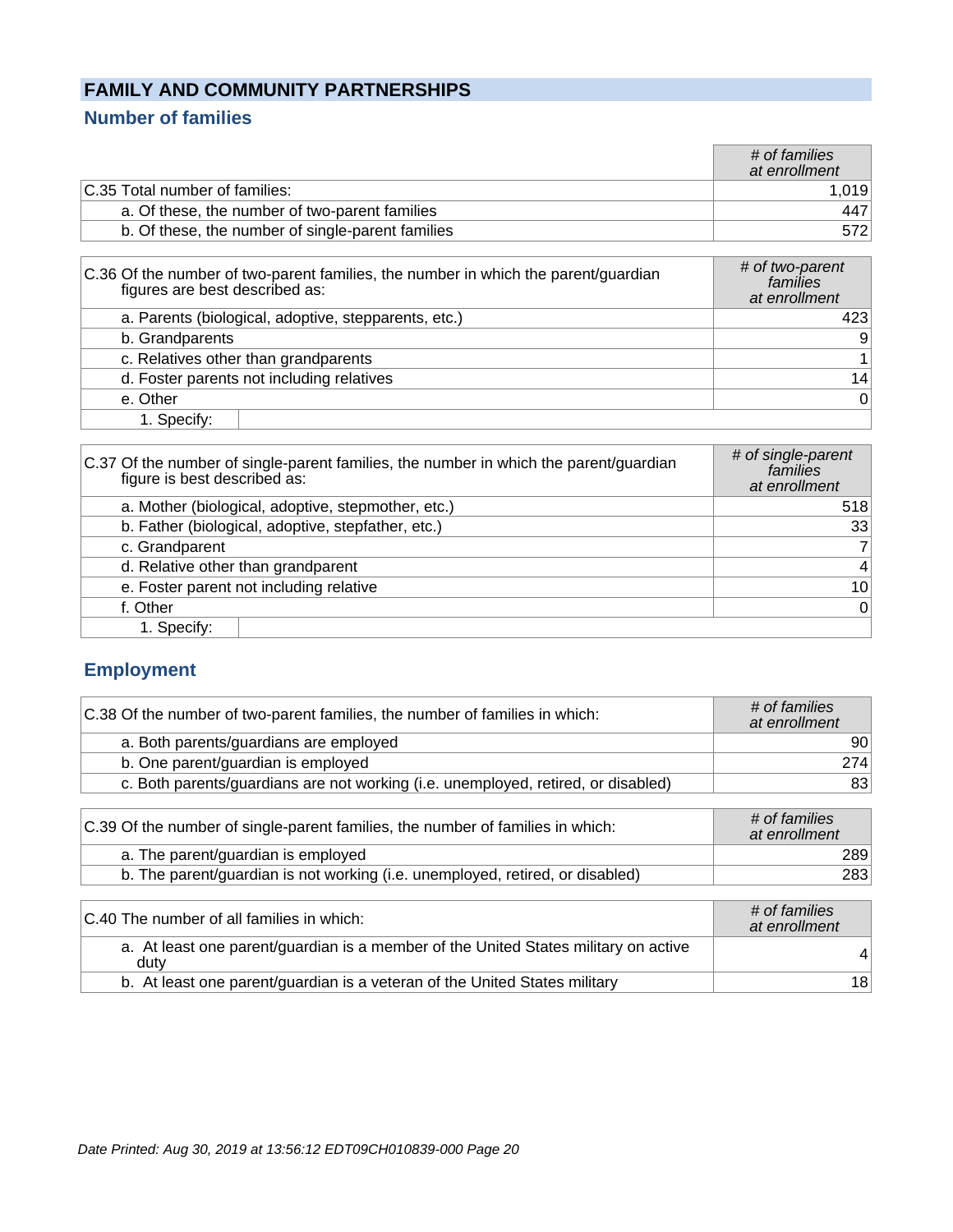## FAMILY AND COMMUNITY PARTNERSHIPS

### Number of families

| | *# of families at enrollment* |
|---|---|
| C.35 Total number of families: | 1,019 |
| a. Of these, the number of two-parent families | 447 |
| b. Of these, the number of single-parent families | 572 |

| C.36 Of the number of two-parent families, the number in which the parent/guardian figures are best described as: | *# of two-parent families at enrollment* |
|---|---|
| a. Parents (biological, adoptive, stepparents, etc.) | 423 |
| b. Grandparents | 9 |
| c. Relatives other than grandparents | 1 |
| d. Foster parents not including relatives | 14 |
| e. Other | 0 |
| 1. Specify: | |

| C.37 Of the number of single-parent families, the number in which the parent/guardian figure is best described as: | *# of single-parent families at enrollment* |
|---|---|
| a. Mother (biological, adoptive, stepmother, etc.) | 518 |
| b. Father (biological, adoptive, stepfather, etc.) | 33 |
| c. Grandparent | 7 |
| d. Relative other than grandparent | 4 |
| e. Foster parent not including relative | 10 |
| f. Other | 0 |
| 1. Specify: | |

### Employment

| C.38 Of the number of two-parent families, the number of families in which: | *# of families at enrollment* |
|---|---|
| a. Both parents/guardians are employed | 90 |
| b. One parent/guardian is employed | 274 |
| c. Both parents/guardians are not working (i.e. unemployed, retired, or disabled) | 83 |

| C.39 Of the number of single-parent families, the number of families in which: | *# of families at enrollment* |
|---|---|
| a. The parent/guardian is employed | 289 |
| b. The parent/guardian is not working (i.e. unemployed, retired, or disabled) | 283 |

| C.40 The number of all families in which: | *# of families at enrollment* |
|---|---|
| a. At least one parent/guardian is a member of the United States military on active duty | 4 |
| b. At least one parent/guardian is a veteran of the United States military | 18 |

*Date Printed: Aug 30, 2019 at 13:56:12 EDT09CH010839-000 Page 20*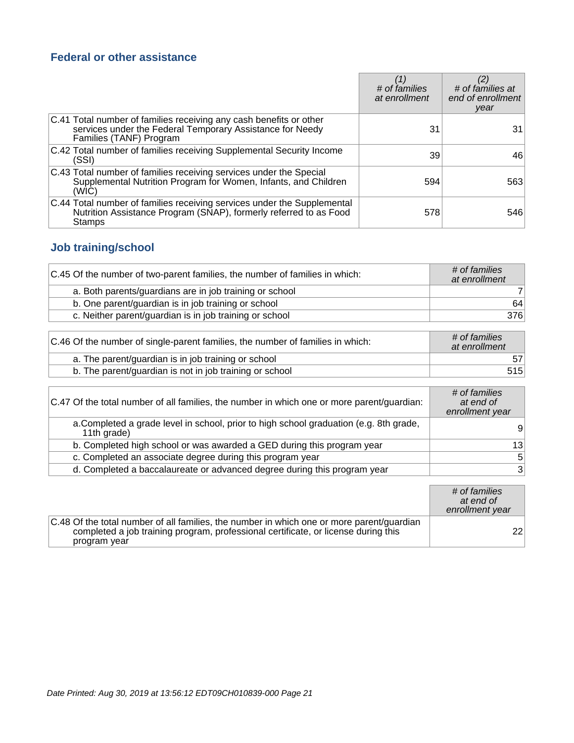## Federal or other assistance

| | (1) # of families at enrollment | (2) # of families at end of enrollment year |
|---|---|---|
| C.41 Total number of families receiving any cash benefits or other services under the Federal Temporary Assistance for Needy Families (TANF) Program | 31 | 31 |
| C.42 Total number of families receiving Supplemental Security Income (SSI) | 39 | 46 |
| C.43 Total number of families receiving services under the Special Supplemental Nutrition Program for Women, Infants, and Children (WIC) | 594 | 563 |
| C.44 Total number of families receiving services under the Supplemental Nutrition Assistance Program (SNAP), formerly referred to as Food Stamps | 578 | 546 |

## Job training/school

| C.45 Of the number of two-parent families, the number of families in which: | # of families at enrollment |
|---|---|
| a. Both parents/guardians are in job training or school | 7 |
| b. One parent/guardian is in job training or school | 64 |
| c. Neither parent/guardian is in job training or school | 376 |

| C.46 Of the number of single-parent families, the number of families in which: | # of families at enrollment |
|---|---|
| a. The parent/guardian is in job training or school | 57 |
| b. The parent/guardian is not in job training or school | 515 |

| C.47 Of the total number of all families, the number in which one or more parent/guardian: | # of families at end of enrollment year |
|---|---|
| a. Completed a grade level in school, prior to high school graduation (e.g. 8th grade, 11th grade) | 9 |
| b. Completed high school or was awarded a GED during this program year | 13 |
| c. Completed an associate degree during this program year | 5 |
| d. Completed a baccalaureate or advanced degree during this program year | 3 |

| | # of families at end of enrollment year |
|---|---|
| C.48 Of the total number of all families, the number in which one or more parent/guardian completed a job training program, professional certificate, or license during this program year | 22 |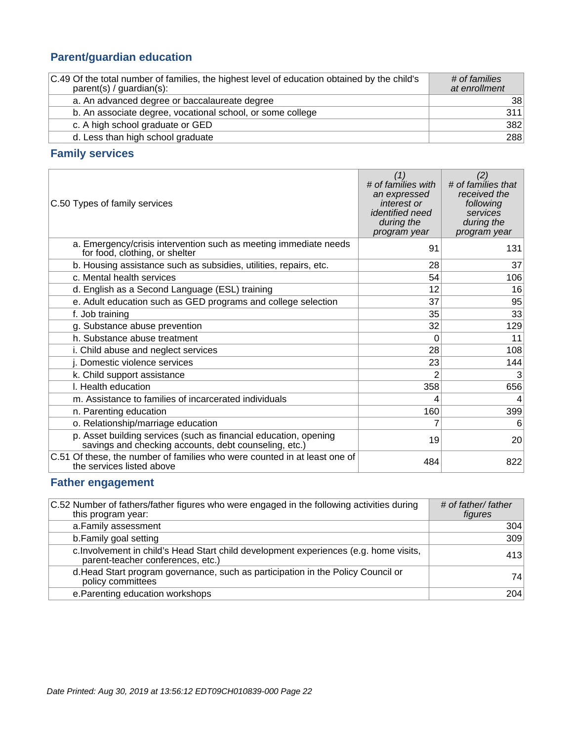## Parent/guardian education

| C.49 Of the total number of families, the highest level of education obtained by the child's parent(s) / guardian(s): | *# of families at enrollment* |
|---|---|
| a. An advanced degree or baccalaureate degree | 38 |
| b. An associate degree, vocational school, or some college | 311 |
| c. A high school graduate or GED | 382 |
| d. Less than high school graduate | 288 |

## Family services

| C.50 Types of family services | *(1) # of families with an expressed interest or identified need during the program year* | *(2) # of families that received the following services during the program year* |
|---|---|---|
| a. Emergency/crisis intervention such as meeting immediate needs for food, clothing, or shelter | 91 | 131 |
| b. Housing assistance such as subsidies, utilities, repairs, etc. | 28 | 37 |
| c. Mental health services | 54 | 106 |
| d. English as a Second Language (ESL) training | 12 | 16 |
| e. Adult education such as GED programs and college selection | 37 | 95 |
| f. Job training | 35 | 33 |
| g. Substance abuse prevention | 32 | 129 |
| h. Substance abuse treatment | 0 | 11 |
| i. Child abuse and neglect services | 28 | 108 |
| j. Domestic violence services | 23 | 144 |
| k. Child support assistance | 2 | 3 |
| l. Health education | 358 | 656 |
| m. Assistance to families of incarcerated individuals | 4 | 4 |
| n. Parenting education | 160 | 399 |
| o. Relationship/marriage education | 7 | 6 |
| p. Asset building services (such as financial education, opening savings and checking accounts, debt counseling, etc.) | 19 | 20 |
| C.51 Of these, the number of families who were counted in at least one of the services listed above | 484 | 822 |

## Father engagement

| C.52 Number of fathers/father figures who were engaged in the following activities during this program year: | *# of father/ father figures* |
|---|---|
| a.Family assessment | 304 |
| b.Family goal setting | 309 |
| c.Involvement in child's Head Start child development experiences (e.g. home visits, parent-teacher conferences, etc.) | 413 |
| d.Head Start program governance, such as participation in the Policy Council or policy committees | 74 |
| e.Parenting education workshops | 204 |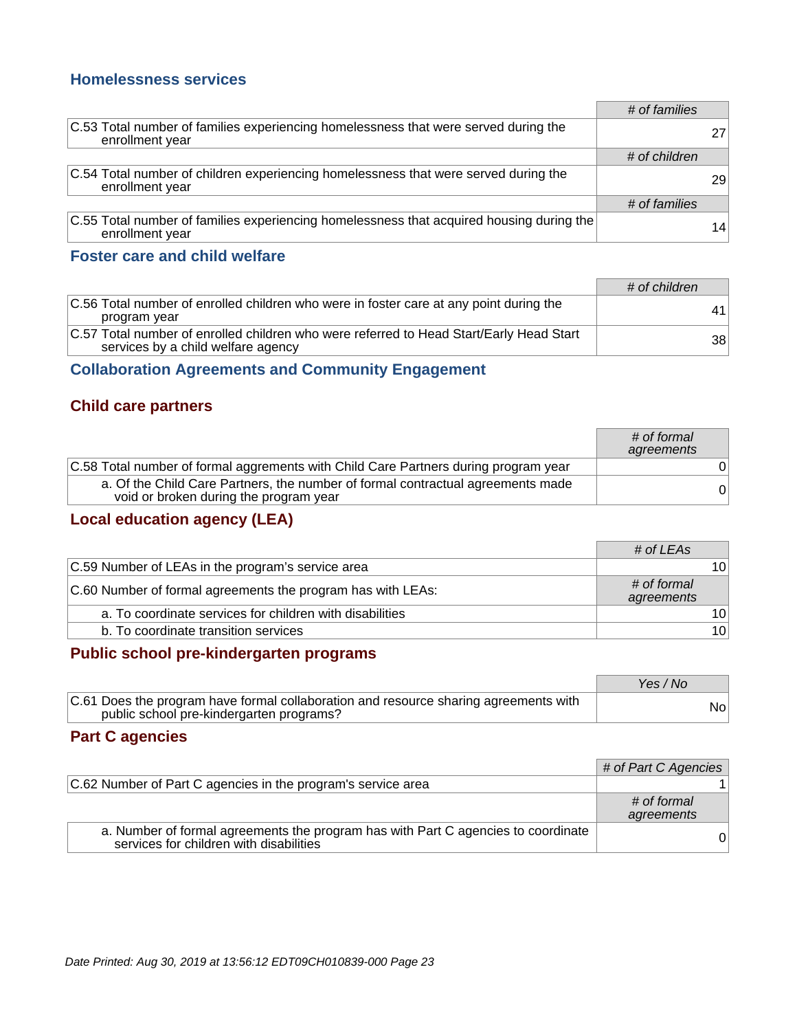### Homelessness services

| | # of families |
|---|---|
| C.53 Total number of families experiencing homelessness that were served during the enrollment year | 27 |
| | **# of children** |
| C.54 Total number of children experiencing homelessness that were served during the enrollment year | 29 |
| | **# of families** |
| C.55 Total number of families experiencing homelessness that acquired housing during the enrollment year | 14 |

### Foster care and child welfare

| | # of children |
|---|---|
| C.56 Total number of enrolled children who were in foster care at any point during the program year | 41 |
| C.57 Total number of enrolled children who were referred to Head Start/Early Head Start services by a child welfare agency | 38 |

### Collaboration Agreements and Community Engagement

#### Child care partners

| | # of formal agreements |
|---|---|
| C.58 Total number of formal aggrements with Child Care Partners during program year | 0 |
| a. Of the Child Care Partners, the number of formal contractual agreements made void or broken during the program year | 0 |

#### Local education agency (LEA)

| | # of LEAs |
|---|---|
| C.59 Number of LEAs in the program's service area | 10 |
| C.60 Number of formal agreements the program has with LEAs: | **# of formal agreements** |
| a. To coordinate services for children with disabilities | 10 |
| b. To coordinate transition services | 10 |

#### Public school pre-kindergarten programs

| | Yes / No |
|---|---|
| C.61 Does the program have formal collaboration and resource sharing agreements with public school pre-kindergarten programs? | No |

#### Part C agencies

| | # of Part C Agencies |
|---|---|
| C.62 Number of Part C agencies in the program's service area | 1 |
| | **# of formal agreements** |
| a. Number of formal agreements the program has with Part C agencies to coordinate services for children with disabilities | 0 |

*Date Printed: Aug 30, 2019 at 13:56:12 EDT09CH010839-000*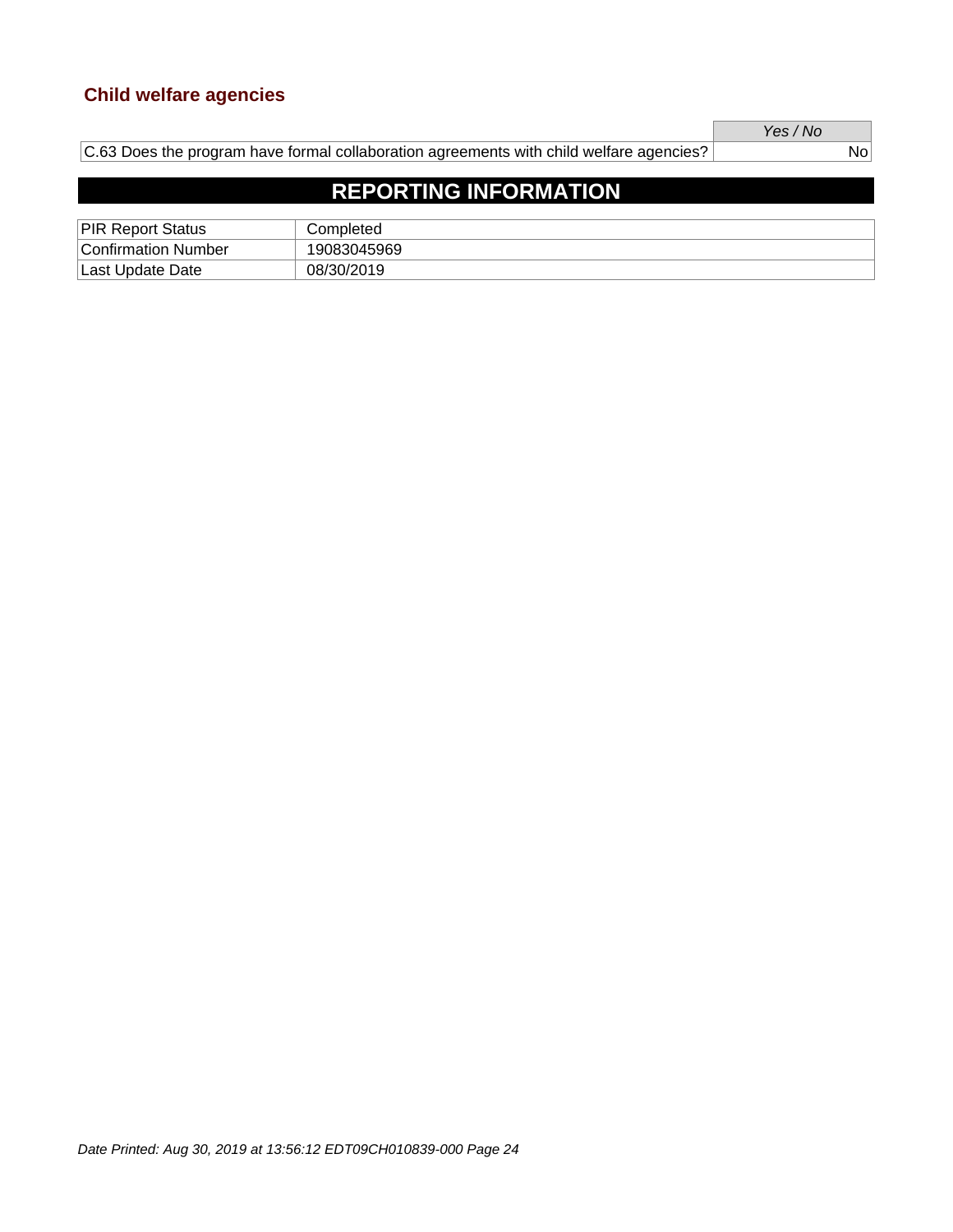### Child welfare agencies

| | Yes / No |
|---|---|
| C.63 Does the program have formal collaboration agreements with child welfare agencies? | No |

## REPORTING INFORMATION

| | |
|---|---|
| PIR Report Status | Completed |
| Confirmation Number | 19083045969 |
| Last Update Date | 08/30/2019 |